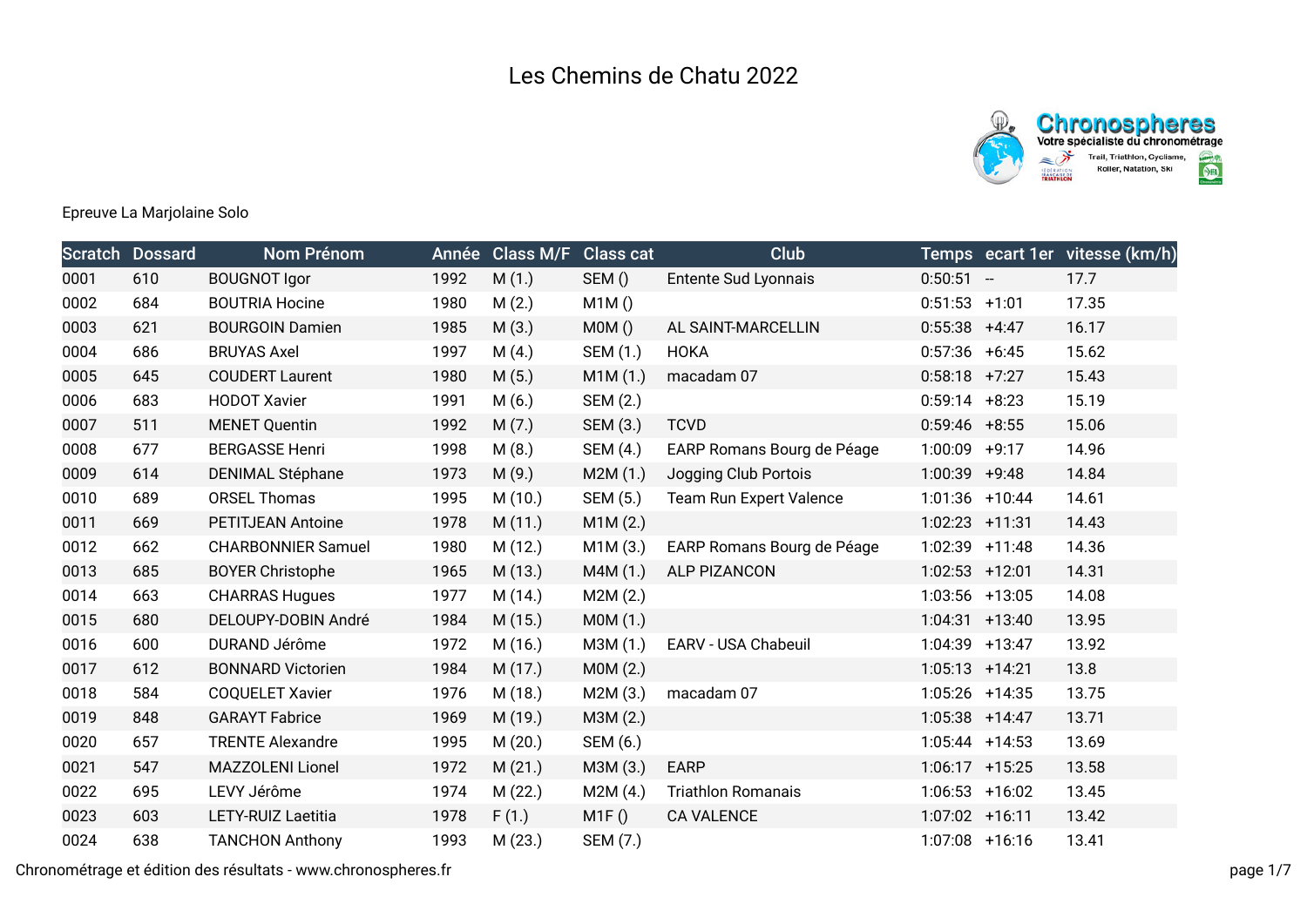# Les Chemins de Chatu 2022

Epreuve La Marjolaine Solo

| Scratch | Dossard | Nom Prénom | Année | Class M/F | Class cat | Club | Temps | ecart 1er | vitesse (km/h) |
|---|---|---|---|---|---|---|---|---|---|
| 0001 | 610 | BOUGNOT Igor | 1992 | M (1.) | SEM () | Entente Sud Lyonnais | 0:50:51 | -- | 17.7 |
| 0002 | 684 | BOUTRIA Hocine | 1980 | M (2.) | M1M () | | 0:51:53 | +1:01 | 17.35 |
| 0003 | 621 | BOURGOIN Damien | 1985 | M (3.) | M0M () | AL SAINT-MARCELLIN | 0:55:38 | +4:47 | 16.17 |
| 0004 | 686 | BRUYAS Axel | 1997 | M (4.) | SEM (1.) | HOKA | 0:57:36 | +6:45 | 15.62 |
| 0005 | 645 | COUDERT Laurent | 1980 | M (5.) | M1M (1.) | macadam 07 | 0:58:18 | +7:27 | 15.43 |
| 0006 | 683 | HODOT Xavier | 1991 | M (6.) | SEM (2.) | | 0:59:14 | +8:23 | 15.19 |
| 0007 | 511 | MENET Quentin | 1992 | M (7.) | SEM (3.) | TCVD | 0:59:46 | +8:55 | 15.06 |
| 0008 | 677 | BERGASSE Henri | 1998 | M (8.) | SEM (4.) | EARP Romans Bourg de Péage | 1:00:09 | +9:17 | 14.96 |
| 0009 | 614 | DENIMAL Stéphane | 1973 | M (9.) | M2M (1.) | Jogging Club Portois | 1:00:39 | +9:48 | 14.84 |
| 0010 | 689 | ORSEL Thomas | 1995 | M (10.) | SEM (5.) | Team Run Expert Valence | 1:01:36 | +10:44 | 14.61 |
| 0011 | 669 | PETITJEAN Antoine | 1978 | M (11.) | M1M (2.) | | 1:02:23 | +11:31 | 14.43 |
| 0012 | 662 | CHARBONNIER Samuel | 1980 | M (12.) | M1M (3.) | EARP Romans Bourg de Péage | 1:02:39 | +11:48 | 14.36 |
| 0013 | 685 | BOYER Christophe | 1965 | M (13.) | M4M (1.) | ALP PIZANCON | 1:02:53 | +12:01 | 14.31 |
| 0014 | 663 | CHARRAS Hugues | 1977 | M (14.) | M2M (2.) | | 1:03:56 | +13:05 | 14.08 |
| 0015 | 680 | DELOUPY-DOBIN André | 1984 | M (15.) | M0M (1.) | | 1:04:31 | +13:40 | 13.95 |
| 0016 | 600 | DURAND Jérôme | 1972 | M (16.) | M3M (1.) | EARV - USA Chabeuil | 1:04:39 | +13:47 | 13.92 |
| 0017 | 612 | BONNARD Victorien | 1984 | M (17.) | M0M (2.) | | 1:05:13 | +14:21 | 13.8 |
| 0018 | 584 | COQUELET Xavier | 1976 | M (18.) | M2M (3.) | macadam 07 | 1:05:26 | +14:35 | 13.75 |
| 0019 | 848 | GARAYT Fabrice | 1969 | M (19.) | M3M (2.) | | 1:05:38 | +14:47 | 13.71 |
| 0020 | 657 | TRENTE Alexandre | 1995 | M (20.) | SEM (6.) | | 1:05:44 | +14:53 | 13.69 |
| 0021 | 547 | MAZZOLENI Lionel | 1972 | M (21.) | M3M (3.) | EARP | 1:06:17 | +15:25 | 13.58 |
| 0022 | 695 | LEVY Jérôme | 1974 | M (22.) | M2M (4.) | Triathlon Romanais | 1:06:53 | +16:02 | 13.45 |
| 0023 | 603 | LETY-RUIZ Laetitia | 1978 | F (1.) | M1F () | CA VALENCE | 1:07:02 | +16:11 | 13.42 |
| 0024 | 638 | TANCHON Anthony | 1993 | M (23.) | SEM (7.) | | 1:07:08 | +16:16 | 13.41 |

Chronométrage et édition des résultats - www.chronospheres.fr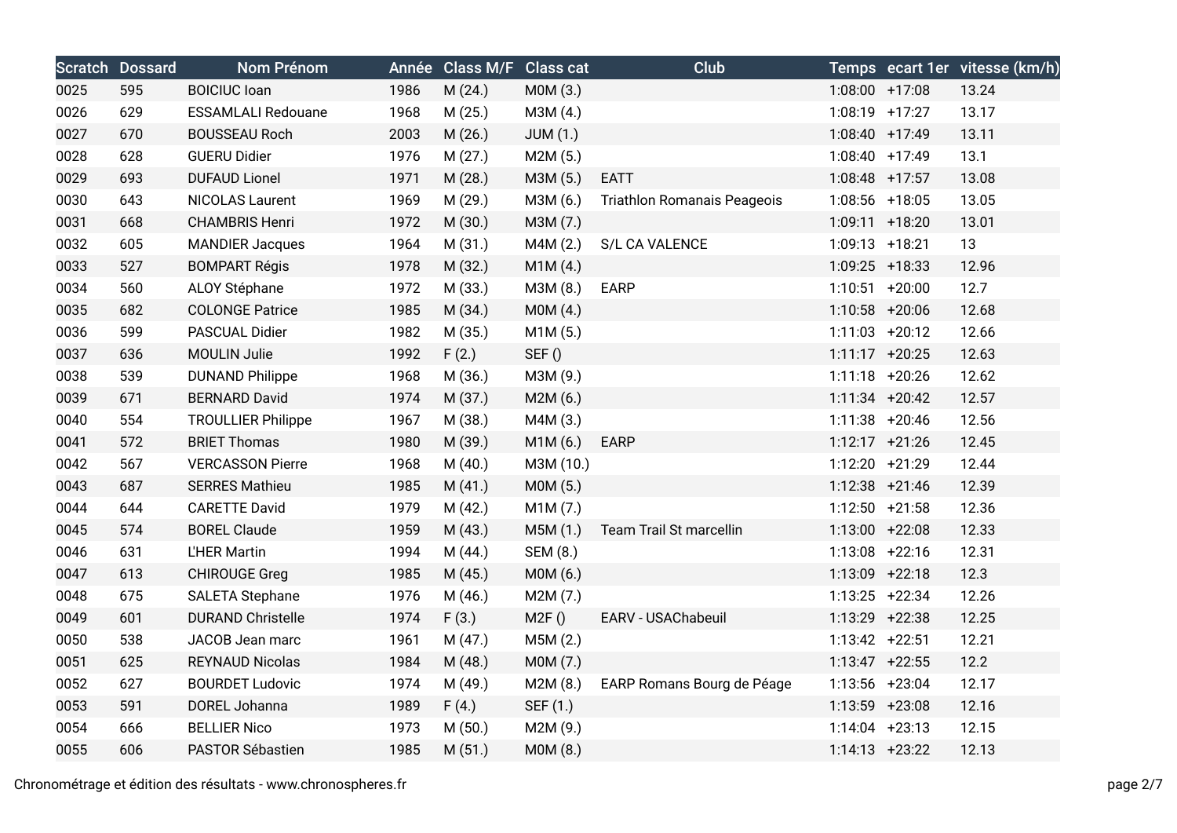| Scratch | Dossard | Nom Prénom | Année | Class M/F | Class cat | Club | Temps | ecart 1er | vitesse (km/h) |
|---|---|---|---|---|---|---|---|---|---|
| 0025 | 595 | BOICIUC Ioan | 1986 | M (24.) | M0M (3.) | | 1:08:00 | +17:08 | 13.24 |
| 0026 | 629 | ESSAMLALI Redouane | 1968 | M (25.) | M3M (4.) | | 1:08:19 | +17:27 | 13.17 |
| 0027 | 670 | BOUSSEAU Roch | 2003 | M (26.) | JUM (1.) | | 1:08:40 | +17:49 | 13.11 |
| 0028 | 628 | GUERU Didier | 1976 | M (27.) | M2M (5.) | | 1:08:40 | +17:49 | 13.1 |
| 0029 | 693 | DUFAUD Lionel | 1971 | M (28.) | M3M (5.) | EATT | 1:08:48 | +17:57 | 13.08 |
| 0030 | 643 | NICOLAS Laurent | 1969 | M (29.) | M3M (6.) | Triathlon Romanais Peageois | 1:08:56 | +18:05 | 13.05 |
| 0031 | 668 | CHAMBRIS Henri | 1972 | M (30.) | M3M (7.) | | 1:09:11 | +18:20 | 13.01 |
| 0032 | 605 | MANDIER Jacques | 1964 | M (31.) | M4M (2.) | S/L CA VALENCE | 1:09:13 | +18:21 | 13 |
| 0033 | 527 | BOMPART Régis | 1978 | M (32.) | M1M (4.) | | 1:09:25 | +18:33 | 12.96 |
| 0034 | 560 | ALOY Stéphane | 1972 | M (33.) | M3M (8.) | EARP | 1:10:51 | +20:00 | 12.7 |
| 0035 | 682 | COLONGE Patrice | 1985 | M (34.) | M0M (4.) | | 1:10:58 | +20:06 | 12.68 |
| 0036 | 599 | PASCUAL Didier | 1982 | M (35.) | M1M (5.) | | 1:11:03 | +20:12 | 12.66 |
| 0037 | 636 | MOULIN Julie | 1992 | F (2.) | SEF () | | 1:11:17 | +20:25 | 12.63 |
| 0038 | 539 | DUNAND Philippe | 1968 | M (36.) | M3M (9.) | | 1:11:18 | +20:26 | 12.62 |
| 0039 | 671 | BERNARD David | 1974 | M (37.) | M2M (6.) | | 1:11:34 | +20:42 | 12.57 |
| 0040 | 554 | TROULLIER Philippe | 1967 | M (38.) | M4M (3.) | | 1:11:38 | +20:46 | 12.56 |
| 0041 | 572 | BRIET Thomas | 1980 | M (39.) | M1M (6.) | EARP | 1:12:17 | +21:26 | 12.45 |
| 0042 | 567 | VERCASSON Pierre | 1968 | M (40.) | M3M (10.) | | 1:12:20 | +21:29 | 12.44 |
| 0043 | 687 | SERRES Mathieu | 1985 | M (41.) | M0M (5.) | | 1:12:38 | +21:46 | 12.39 |
| 0044 | 644 | CARETTE David | 1979 | M (42.) | M1M (7.) | | 1:12:50 | +21:58 | 12.36 |
| 0045 | 574 | BOREL Claude | 1959 | M (43.) | M5M (1.) | Team Trail St marcellin | 1:13:00 | +22:08 | 12.33 |
| 0046 | 631 | L'HER Martin | 1994 | M (44.) | SEM (8.) | | 1:13:08 | +22:16 | 12.31 |
| 0047 | 613 | CHIROUGE Greg | 1985 | M (45.) | M0M (6.) | | 1:13:09 | +22:18 | 12.3 |
| 0048 | 675 | SALETA Stephane | 1976 | M (46.) | M2M (7.) | | 1:13:25 | +22:34 | 12.26 |
| 0049 | 601 | DURAND Christelle | 1974 | F (3.) | M2F () | EARV - USAChabeuil | 1:13:29 | +22:38 | 12.25 |
| 0050 | 538 | JACOB Jean marc | 1961 | M (47.) | M5M (2.) | | 1:13:42 | +22:51 | 12.21 |
| 0051 | 625 | REYNAUD Nicolas | 1984 | M (48.) | M0M (7.) | | 1:13:47 | +22:55 | 12.2 |
| 0052 | 627 | BOURDET Ludovic | 1974 | M (49.) | M2M (8.) | EARP Romans Bourg de Péage | 1:13:56 | +23:04 | 12.17 |
| 0053 | 591 | DOREL Johanna | 1989 | F (4.) | SEF (1.) | | 1:13:59 | +23:08 | 12.16 |
| 0054 | 666 | BELLIER Nico | 1973 | M (50.) | M2M (9.) | | 1:14:04 | +23:13 | 12.15 |
| 0055 | 606 | PASTOR Sébastien | 1985 | M (51.) | M0M (8.) | | 1:14:13 | +23:22 | 12.13 |

Chronométrage et édition des résultats - www.chronospheres.fr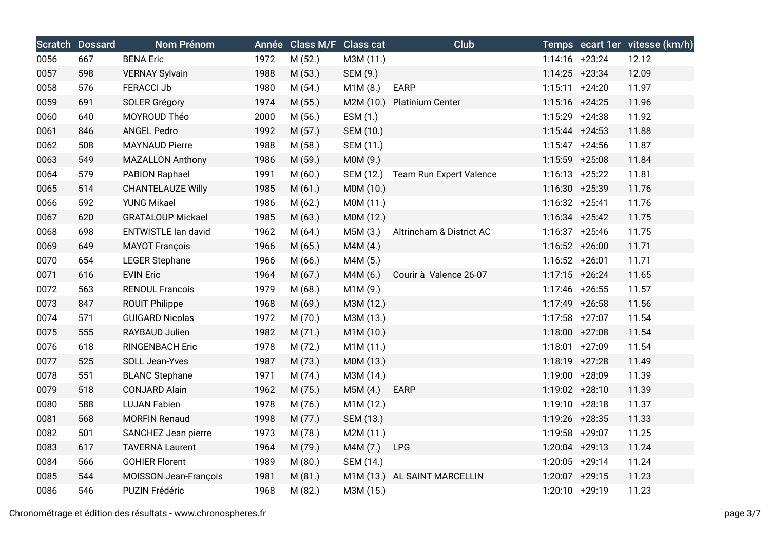| Scratch | Dossard | Nom Prénom | Année | Class M/F | Class cat | Club | Temps | ecart 1er | vitesse (km/h) |
|---|---|---|---|---|---|---|---|---|---|
| 0056 | 667 | BENA Eric | 1972 | M (52.) | M3M (11.) | | 1:14:16 | +23:24 | 12.12 |
| 0057 | 598 | VERNAY Sylvain | 1988 | M (53.) | SEM (9.) | | 1:14:25 | +23:34 | 12.09 |
| 0058 | 576 | FERACCI Jb | 1980 | M (54.) | M1M (8.) | EARP | 1:15:11 | +24:20 | 11.97 |
| 0059 | 691 | SOLER Grégory | 1974 | M (55.) | M2M (10.) | Platinium Center | 1:15:16 | +24:25 | 11.96 |
| 0060 | 640 | MOYROUD Théo | 2000 | M (56.) | ESM (1.) | | 1:15:29 | +24:38 | 11.92 |
| 0061 | 846 | ANGEL Pedro | 1992 | M (57.) | SEM (10.) | | 1:15:44 | +24:53 | 11.88 |
| 0062 | 508 | MAYNAUD Pierre | 1988 | M (58.) | SEM (11.) | | 1:15:47 | +24:56 | 11.87 |
| 0063 | 549 | MAZALLON Anthony | 1986 | M (59.) | M0M (9.) | | 1:15:59 | +25:08 | 11.84 |
| 0064 | 579 | PABION Raphael | 1991 | M (60.) | SEM (12.) | Team Run Expert Valence | 1:16:13 | +25:22 | 11.81 |
| 0065 | 514 | CHANTELAUZE Willy | 1985 | M (61.) | M0M (10.) | | 1:16:30 | +25:39 | 11.76 |
| 0066 | 592 | YUNG Mikael | 1986 | M (62.) | M0M (11.) | | 1:16:32 | +25:41 | 11.76 |
| 0067 | 620 | GRATALOUP Mickael | 1985 | M (63.) | M0M (12.) | | 1:16:34 | +25:42 | 11.75 |
| 0068 | 698 | ENTWISTLE Ian david | 1962 | M (64.) | M5M (3.) | Altrincham & District AC | 1:16:37 | +25:46 | 11.75 |
| 0069 | 649 | MAYOT François | 1966 | M (65.) | M4M (4.) | | 1:16:52 | +26:00 | 11.71 |
| 0070 | 654 | LEGER Stephane | 1966 | M (66.) | M4M (5.) | | 1:16:52 | +26:01 | 11.71 |
| 0071 | 616 | EVIN Eric | 1964 | M (67.) | M4M (6.) | Courir à  Valence 26-07 | 1:17:15 | +26:24 | 11.65 |
| 0072 | 563 | RENOUL Francois | 1979 | M (68.) | M1M (9.) | | 1:17:46 | +26:55 | 11.57 |
| 0073 | 847 | ROUIT Philippe | 1968 | M (69.) | M3M (12.) | | 1:17:49 | +26:58 | 11.56 |
| 0074 | 571 | GUIGARD Nicolas | 1972 | M (70.) | M3M (13.) | | 1:17:58 | +27:07 | 11.54 |
| 0075 | 555 | RAYBAUD Julien | 1982 | M (71.) | M1M (10.) | | 1:18:00 | +27:08 | 11.54 |
| 0076 | 618 | RINGENBACH Eric | 1978 | M (72.) | M1M (11.) | | 1:18:01 | +27:09 | 11.54 |
| 0077 | 525 | SOLL Jean-Yves | 1987 | M (73.) | M0M (13.) | | 1:18:19 | +27:28 | 11.49 |
| 0078 | 551 | BLANC Stephane | 1971 | M (74.) | M3M (14.) | | 1:19:00 | +28:09 | 11.39 |
| 0079 | 518 | CONJARD Alain | 1962 | M (75.) | M5M (4.) | EARP | 1:19:02 | +28:10 | 11.39 |
| 0080 | 588 | LUJAN Fabien | 1978 | M (76.) | M1M (12.) | | 1:19:10 | +28:18 | 11.37 |
| 0081 | 568 | MORFIN Renaud | 1998 | M (77.) | SEM (13.) | | 1:19:26 | +28:35 | 11.33 |
| 0082 | 501 | SANCHEZ Jean pierre | 1973 | M (78.) | M2M (11.) | | 1:19:58 | +29:07 | 11.25 |
| 0083 | 617 | TAVERNA Laurent | 1964 | M (79.) | M4M (7.) | LPG | 1:20:04 | +29:13 | 11.24 |
| 0084 | 566 | GOHIER Florent | 1989 | M (80.) | SEM (14.) | | 1:20:05 | +29:14 | 11.24 |
| 0085 | 544 | MOISSON Jean-François | 1981 | M (81.) | M1M (13.) | AL SAINT MARCELLIN | 1:20:07 | +29:15 | 11.23 |
| 0086 | 546 | PUZIN Frédéric | 1968 | M (82.) | M3M (15.) | | 1:20:10 | +29:19 | 11.23 |

Chronométrage et édition des résultats - www.chronospheres.fr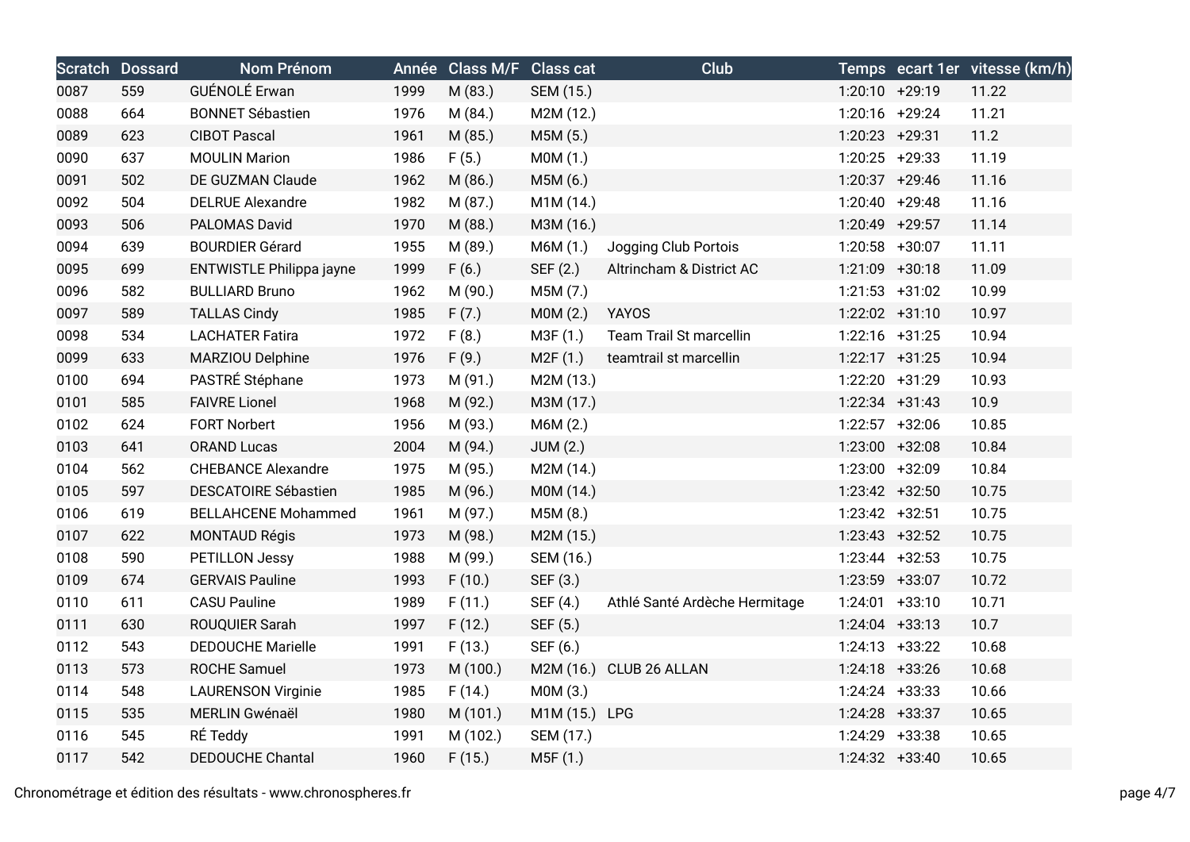| Scratch | Dossard | Nom Prénom | Année | Class M/F | Class cat | Club | Temps | ecart 1er | vitesse (km/h) |
|---|---|---|---|---|---|---|---|---|---|
| 0087 | 559 | GUÉNOLÉ Erwan | 1999 | M (83.) | SEM (15.) | | 1:20:10 | +29:19 | 11.22 |
| 0088 | 664 | BONNET Sébastien | 1976 | M (84.) | M2M (12.) | | 1:20:16 | +29:24 | 11.21 |
| 0089 | 623 | CIBOT Pascal | 1961 | M (85.) | M5M (5.) | | 1:20:23 | +29:31 | 11.2 |
| 0090 | 637 | MOULIN Marion | 1986 | F (5.) | M0M (1.) | | 1:20:25 | +29:33 | 11.19 |
| 0091 | 502 | DE GUZMAN Claude | 1962 | M (86.) | M5M (6.) | | 1:20:37 | +29:46 | 11.16 |
| 0092 | 504 | DELRUE Alexandre | 1982 | M (87.) | M1M (14.) | | 1:20:40 | +29:48 | 11.16 |
| 0093 | 506 | PALOMAS David | 1970 | M (88.) | M3M (16.) | | 1:20:49 | +29:57 | 11.14 |
| 0094 | 639 | BOURDIER Gérard | 1955 | M (89.) | M6M (1.) | Jogging Club Portois | 1:20:58 | +30:07 | 11.11 |
| 0095 | 699 | ENTWISTLE Philippa jayne | 1999 | F (6.) | SEF (2.) | Altrincham & District AC | 1:21:09 | +30:18 | 11.09 |
| 0096 | 582 | BULLIARD Bruno | 1962 | M (90.) | M5M (7.) | | 1:21:53 | +31:02 | 10.99 |
| 0097 | 589 | TALLAS Cindy | 1985 | F (7.) | M0M (2.) | YAYOS | 1:22:02 | +31:10 | 10.97 |
| 0098 | 534 | LACHATER Fatira | 1972 | F (8.) | M3F (1.) | Team Trail St marcellin | 1:22:16 | +31:25 | 10.94 |
| 0099 | 633 | MARZIOU Delphine | 1976 | F (9.) | M2F (1.) | teamtrail st marcellin | 1:22:17 | +31:25 | 10.94 |
| 0100 | 694 | PASTRÉ Stéphane | 1973 | M (91.) | M2M (13.) | | 1:22:20 | +31:29 | 10.93 |
| 0101 | 585 | FAIVRE Lionel | 1968 | M (92.) | M3M (17.) | | 1:22:34 | +31:43 | 10.9 |
| 0102 | 624 | FORT Norbert | 1956 | M (93.) | M6M (2.) | | 1:22:57 | +32:06 | 10.85 |
| 0103 | 641 | ORAND Lucas | 2004 | M (94.) | JUM (2.) | | 1:23:00 | +32:08 | 10.84 |
| 0104 | 562 | CHEBANCE Alexandre | 1975 | M (95.) | M2M (14.) | | 1:23:00 | +32:09 | 10.84 |
| 0105 | 597 | DESCATOIRE Sébastien | 1985 | M (96.) | M0M (14.) | | 1:23:42 | +32:50 | 10.75 |
| 0106 | 619 | BELLAHCENE Mohammed | 1961 | M (97.) | M5M (8.) | | 1:23:42 | +32:51 | 10.75 |
| 0107 | 622 | MONTAUD Régis | 1973 | M (98.) | M2M (15.) | | 1:23:43 | +32:52 | 10.75 |
| 0108 | 590 | PETILLON Jessy | 1988 | M (99.) | SEM (16.) | | 1:23:44 | +32:53 | 10.75 |
| 0109 | 674 | GERVAIS Pauline | 1993 | F (10.) | SEF (3.) | | 1:23:59 | +33:07 | 10.72 |
| 0110 | 611 | CASU Pauline | 1989 | F (11.) | SEF (4.) | Athlé Santé Ardèche Hermitage | 1:24:01 | +33:10 | 10.71 |
| 0111 | 630 | ROUQUIER Sarah | 1997 | F (12.) | SEF (5.) | | 1:24:04 | +33:13 | 10.7 |
| 0112 | 543 | DEDOUCHE Marielle | 1991 | F (13.) | SEF (6.) | | 1:24:13 | +33:22 | 10.68 |
| 0113 | 573 | ROCHE Samuel | 1973 | M (100.) | M2M (16.) | CLUB 26 ALLAN | 1:24:18 | +33:26 | 10.68 |
| 0114 | 548 | LAURENSON Virginie | 1985 | F (14.) | M0M (3.) | | 1:24:24 | +33:33 | 10.66 |
| 0115 | 535 | MERLIN Gwénaël | 1980 | M (101.) | M1M (15.) | LPG | 1:24:28 | +33:37 | 10.65 |
| 0116 | 545 | RÉ Teddy | 1991 | M (102.) | SEM (17.) | | 1:24:29 | +33:38 | 10.65 |
| 0117 | 542 | DEDOUCHE Chantal | 1960 | F (15.) | M5F (1.) | | 1:24:32 | +33:40 | 10.65 |

Chronométrage et édition des résultats - www.chronospheres.fr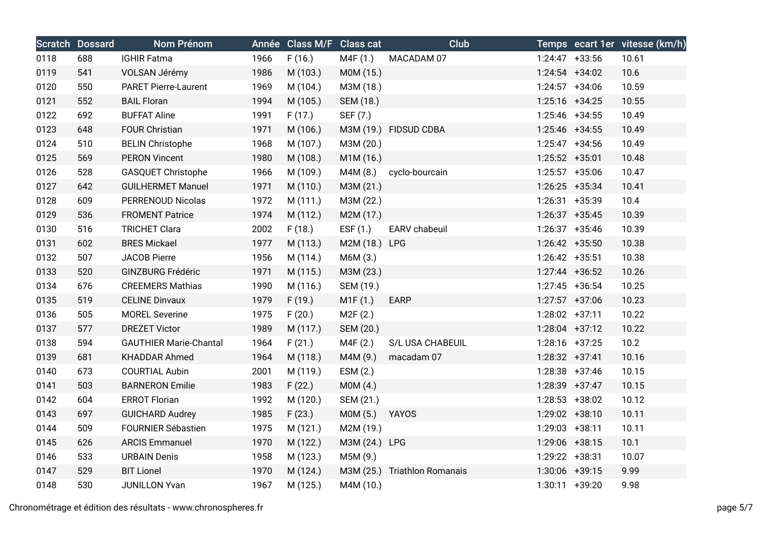| Scratch | Dossard | Nom Prénom | Année | Class M/F | Class cat | Club | Temps | ecart 1er | vitesse (km/h) |
|---|---|---|---|---|---|---|---|---|---|
| 0118 | 688 | IGHIR Fatma | 1966 | F (16.) | M4F (1.) | MACADAM 07 | 1:24:47 | +33:56 | 10.61 |
| 0119 | 541 | VOLSAN Jérémy | 1986 | M (103.) | M0M (15.) | | 1:24:54 | +34:02 | 10.6 |
| 0120 | 550 | PARET Pierre-Laurent | 1969 | M (104.) | M3M (18.) | | 1:24:57 | +34:06 | 10.59 |
| 0121 | 552 | BAIL Floran | 1994 | M (105.) | SEM (18.) | | 1:25:16 | +34:25 | 10.55 |
| 0122 | 692 | BUFFAT Aline | 1991 | F (17.) | SEF (7.) | | 1:25:46 | +34:55 | 10.49 |
| 0123 | 648 | FOUR Christian | 1971 | M (106.) | M3M (19.) | FIDSUD CDBA | 1:25:46 | +34:55 | 10.49 |
| 0124 | 510 | BELIN Christophe | 1968 | M (107.) | M3M (20.) | | 1:25:47 | +34:56 | 10.49 |
| 0125 | 569 | PERON Vincent | 1980 | M (108.) | M1M (16.) | | 1:25:52 | +35:01 | 10.48 |
| 0126 | 528 | GASQUET Christophe | 1966 | M (109.) | M4M (8.) | cyclo-bourcain | 1:25:57 | +35:06 | 10.47 |
| 0127 | 642 | GUILHERMET Manuel | 1971 | M (110.) | M3M (21.) | | 1:26:25 | +35:34 | 10.41 |
| 0128 | 609 | PERRENOUD Nicolas | 1972 | M (111.) | M3M (22.) | | 1:26:31 | +35:39 | 10.4 |
| 0129 | 536 | FROMENT Patrice | 1974 | M (112.) | M2M (17.) | | 1:26:37 | +35:45 | 10.39 |
| 0130 | 516 | TRICHET Clara | 2002 | F (18.) | ESF (1.) | EARV chabeuil | 1:26:37 | +35:46 | 10.39 |
| 0131 | 602 | BRES Mickael | 1977 | M (113.) | M2M (18.) | LPG | 1:26:42 | +35:50 | 10.38 |
| 0132 | 507 | JACOB Pierre | 1956 | M (114.) | M6M (3.) | | 1:26:42 | +35:51 | 10.38 |
| 0133 | 520 | GINZBURG Frédéric | 1971 | M (115.) | M3M (23.) | | 1:27:44 | +36:52 | 10.26 |
| 0134 | 676 | CREEMERS Mathias | 1990 | M (116.) | SEM (19.) | | 1:27:45 | +36:54 | 10.25 |
| 0135 | 519 | CELINE Dinvaux | 1979 | F (19.) | M1F (1.) | EARP | 1:27:57 | +37:06 | 10.23 |
| 0136 | 505 | MOREL Severine | 1975 | F (20.) | M2F (2.) | | 1:28:02 | +37:11 | 10.22 |
| 0137 | 577 | DREZET Victor | 1989 | M (117.) | SEM (20.) | | 1:28:04 | +37:12 | 10.22 |
| 0138 | 594 | GAUTHIER Marie-Chantal | 1964 | F (21.) | M4F (2.) | S/L USA CHABEUIL | 1:28:16 | +37:25 | 10.2 |
| 0139 | 681 | KHADDAR Ahmed | 1964 | M (118.) | M4M (9.) | macadam 07 | 1:28:32 | +37:41 | 10.16 |
| 0140 | 673 | COURTIAL Aubin | 2001 | M (119.) | ESM (2.) | | 1:28:38 | +37:46 | 10.15 |
| 0141 | 503 | BARNERON Emilie | 1983 | F (22.) | M0M (4.) | | 1:28:39 | +37:47 | 10.15 |
| 0142 | 604 | ERROT Florian | 1992 | M (120.) | SEM (21.) | | 1:28:53 | +38:02 | 10.12 |
| 0143 | 697 | GUICHARD Audrey | 1985 | F (23.) | M0M (5.) | YAYOS | 1:29:02 | +38:10 | 10.11 |
| 0144 | 509 | FOURNIER Sébastien | 1975 | M (121.) | M2M (19.) | | 1:29:03 | +38:11 | 10.11 |
| 0145 | 626 | ARCIS Emmanuel | 1970 | M (122.) | M3M (24.) | LPG | 1:29:06 | +38:15 | 10.1 |
| 0146 | 533 | URBAIN Denis | 1958 | M (123.) | M5M (9.) | | 1:29:22 | +38:31 | 10.07 |
| 0147 | 529 | BIT Lionel | 1970 | M (124.) | M3M (25.) | Triathlon Romanais | 1:30:06 | +39:15 | 9.99 |
| 0148 | 530 | JUNILLON Yvan | 1967 | M (125.) | M4M (10.) | | 1:30:11 | +39:20 | 9.98 |

Chronométrage et édition des résultats - www.chronospheres.fr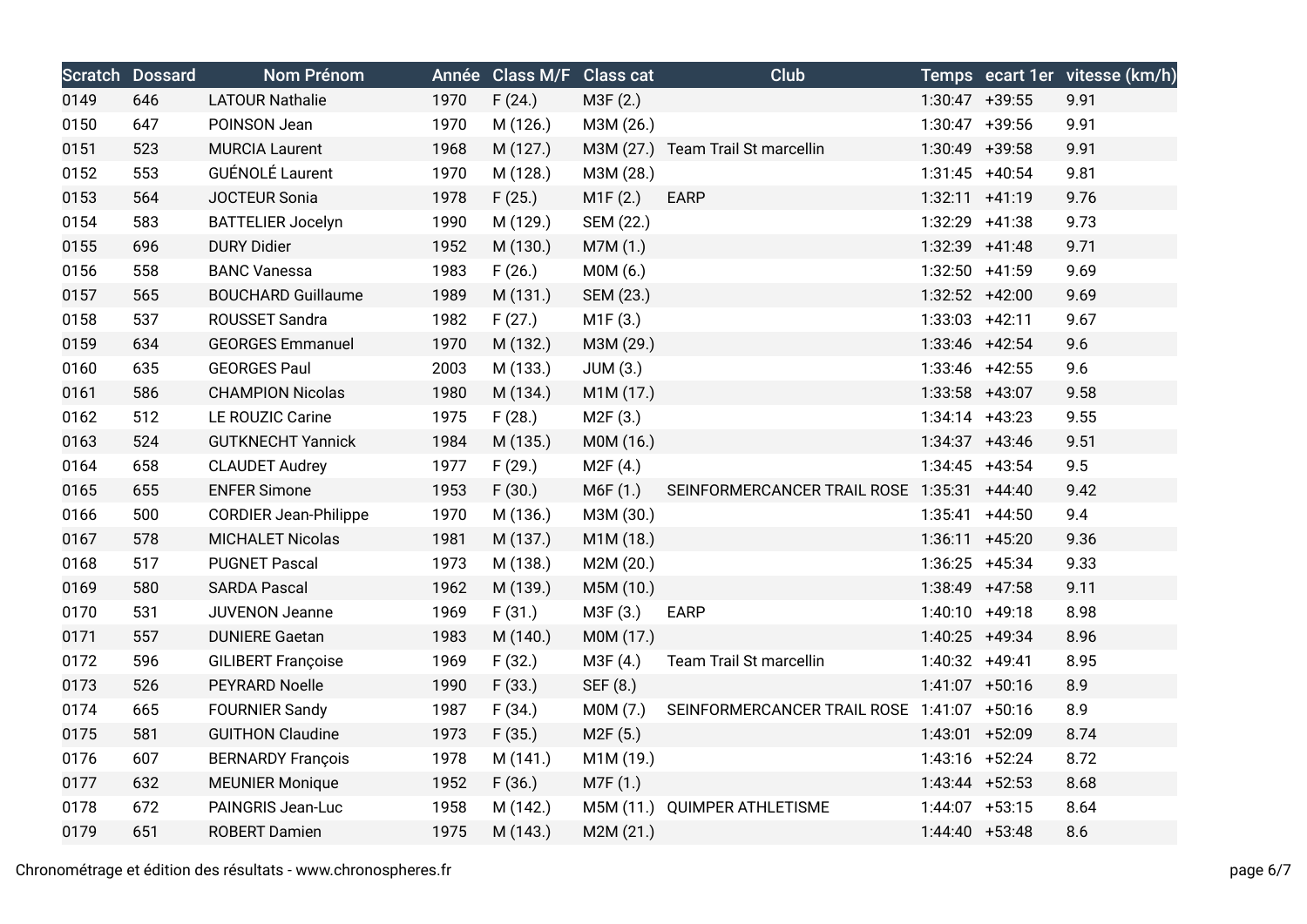| Scratch | Dossard | Nom Prénom | Année | Class M/F | Class cat | Club | Temps | ecart 1er | vitesse (km/h) |
|---|---|---|---|---|---|---|---|---|---|
| 0149 | 646 | LATOUR Nathalie | 1970 | F (24.) | M3F (2.) | | 1:30:47 | +39:55 | 9.91 |
| 0150 | 647 | POINSON Jean | 1970 | M (126.) | M3M (26.) | | 1:30:47 | +39:56 | 9.91 |
| 0151 | 523 | MURCIA Laurent | 1968 | M (127.) | M3M (27.) | Team Trail St marcellin | 1:30:49 | +39:58 | 9.91 |
| 0152 | 553 | GUÉNOLÉ Laurent | 1970 | M (128.) | M3M (28.) | | 1:31:45 | +40:54 | 9.81 |
| 0153 | 564 | JOCTEUR Sonia | 1978 | F (25.) | M1F (2.) | EARP | 1:32:11 | +41:19 | 9.76 |
| 0154 | 583 | BATTELIER Jocelyn | 1990 | M (129.) | SEM (22.) | | 1:32:29 | +41:38 | 9.73 |
| 0155 | 696 | DURY Didier | 1952 | M (130.) | M7M (1.) | | 1:32:39 | +41:48 | 9.71 |
| 0156 | 558 | BANC Vanessa | 1983 | F (26.) | M0M (6.) | | 1:32:50 | +41:59 | 9.69 |
| 0157 | 565 | BOUCHARD Guillaume | 1989 | M (131.) | SEM (23.) | | 1:32:52 | +42:00 | 9.69 |
| 0158 | 537 | ROUSSET Sandra | 1982 | F (27.) | M1F (3.) | | 1:33:03 | +42:11 | 9.67 |
| 0159 | 634 | GEORGES Emmanuel | 1970 | M (132.) | M3M (29.) | | 1:33:46 | +42:54 | 9.6 |
| 0160 | 635 | GEORGES Paul | 2003 | M (133.) | JUM (3.) | | 1:33:46 | +42:55 | 9.6 |
| 0161 | 586 | CHAMPION Nicolas | 1980 | M (134.) | M1M (17.) | | 1:33:58 | +43:07 | 9.58 |
| 0162 | 512 | LE ROUZIC Carine | 1975 | F (28.) | M2F (3.) | | 1:34:14 | +43:23 | 9.55 |
| 0163 | 524 | GUTKNECHT Yannick | 1984 | M (135.) | M0M (16.) | | 1:34:37 | +43:46 | 9.51 |
| 0164 | 658 | CLAUDET Audrey | 1977 | F (29.) | M2F (4.) | | 1:34:45 | +43:54 | 9.5 |
| 0165 | 655 | ENFER Simone | 1953 | F (30.) | M6F (1.) | SEINFORMERCANCER TRAIL ROSE | 1:35:31 | +44:40 | 9.42 |
| 0166 | 500 | CORDIER Jean-Philippe | 1970 | M (136.) | M3M (30.) | | 1:35:41 | +44:50 | 9.4 |
| 0167 | 578 | MICHALET Nicolas | 1981 | M (137.) | M1M (18.) | | 1:36:11 | +45:20 | 9.36 |
| 0168 | 517 | PUGNET Pascal | 1973 | M (138.) | M2M (20.) | | 1:36:25 | +45:34 | 9.33 |
| 0169 | 580 | SARDA Pascal | 1962 | M (139.) | M5M (10.) | | 1:38:49 | +47:58 | 9.11 |
| 0170 | 531 | JUVENON Jeanne | 1969 | F (31.) | M3F (3.) | EARP | 1:40:10 | +49:18 | 8.98 |
| 0171 | 557 | DUNIERE Gaetan | 1983 | M (140.) | M0M (17.) | | 1:40:25 | +49:34 | 8.96 |
| 0172 | 596 | GILIBERT Françoise | 1969 | F (32.) | M3F (4.) | Team Trail St marcellin | 1:40:32 | +49:41 | 8.95 |
| 0173 | 526 | PEYRARD Noelle | 1990 | F (33.) | SEF (8.) | | 1:41:07 | +50:16 | 8.9 |
| 0174 | 665 | FOURNIER Sandy | 1987 | F (34.) | M0M (7.) | SEINFORMERCANCER TRAIL ROSE | 1:41:07 | +50:16 | 8.9 |
| 0175 | 581 | GUITHON Claudine | 1973 | F (35.) | M2F (5.) | | 1:43:01 | +52:09 | 8.74 |
| 0176 | 607 | BERNARDY François | 1978 | M (141.) | M1M (19.) | | 1:43:16 | +52:24 | 8.72 |
| 0177 | 632 | MEUNIER Monique | 1952 | F (36.) | M7F (1.) | | 1:43:44 | +52:53 | 8.68 |
| 0178 | 672 | PAINGRIS Jean-Luc | 1958 | M (142.) | M5M (11.) | QUIMPER ATHLETISME | 1:44:07 | +53:15 | 8.64 |
| 0179 | 651 | ROBERT Damien | 1975 | M (143.) | M2M (21.) | | 1:44:40 | +53:48 | 8.6 |

Chronométrage et édition des résultats - www.chronospheres.fr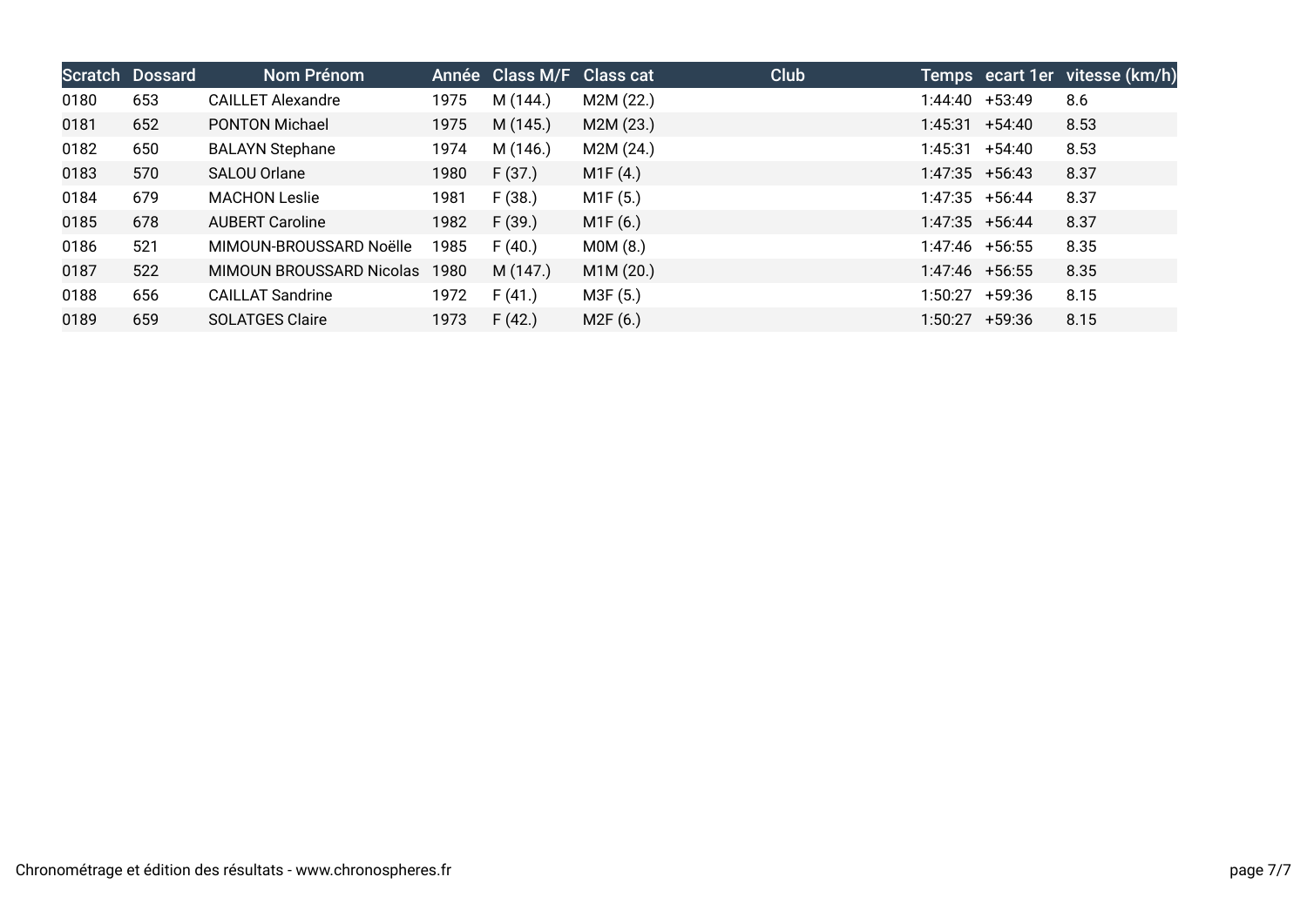| Scratch | Dossard | Nom Prénom | Année | Class M/F | Class cat | Club | Temps | ecart 1er | vitesse (km/h) |
|---|---|---|---|---|---|---|---|---|---|
| 0180 | 653 | CAILLET Alexandre | 1975 | M (144.) | M2M (22.) | | 1:44:40 | +53:49 | 8.6 |
| 0181 | 652 | PONTON Michael | 1975 | M (145.) | M2M (23.) | | 1:45:31 | +54:40 | 8.53 |
| 0182 | 650 | BALAYN Stephane | 1974 | M (146.) | M2M (24.) | | 1:45:31 | +54:40 | 8.53 |
| 0183 | 570 | SALOU Orlane | 1980 | F (37.) | M1F (4.) | | 1:47:35 | +56:43 | 8.37 |
| 0184 | 679 | MACHON Leslie | 1981 | F (38.) | M1F (5.) | | 1:47:35 | +56:44 | 8.37 |
| 0185 | 678 | AUBERT Caroline | 1982 | F (39.) | M1F (6.) | | 1:47:35 | +56:44 | 8.37 |
| 0186 | 521 | MIMOUN-BROUSSARD Noëlle | 1985 | F (40.) | M0M (8.) | | 1:47:46 | +56:55 | 8.35 |
| 0187 | 522 | MIMOUN BROUSSARD Nicolas | 1980 | M (147.) | M1M (20.) | | 1:47:46 | +56:55 | 8.35 |
| 0188 | 656 | CAILLAT Sandrine | 1972 | F (41.) | M3F (5.) | | 1:50:27 | +59:36 | 8.15 |
| 0189 | 659 | SOLATGES Claire | 1973 | F (42.) | M2F (6.) | | 1:50:27 | +59:36 | 8.15 |

Chronométrage et édition des résultats - www.chronospheres.fr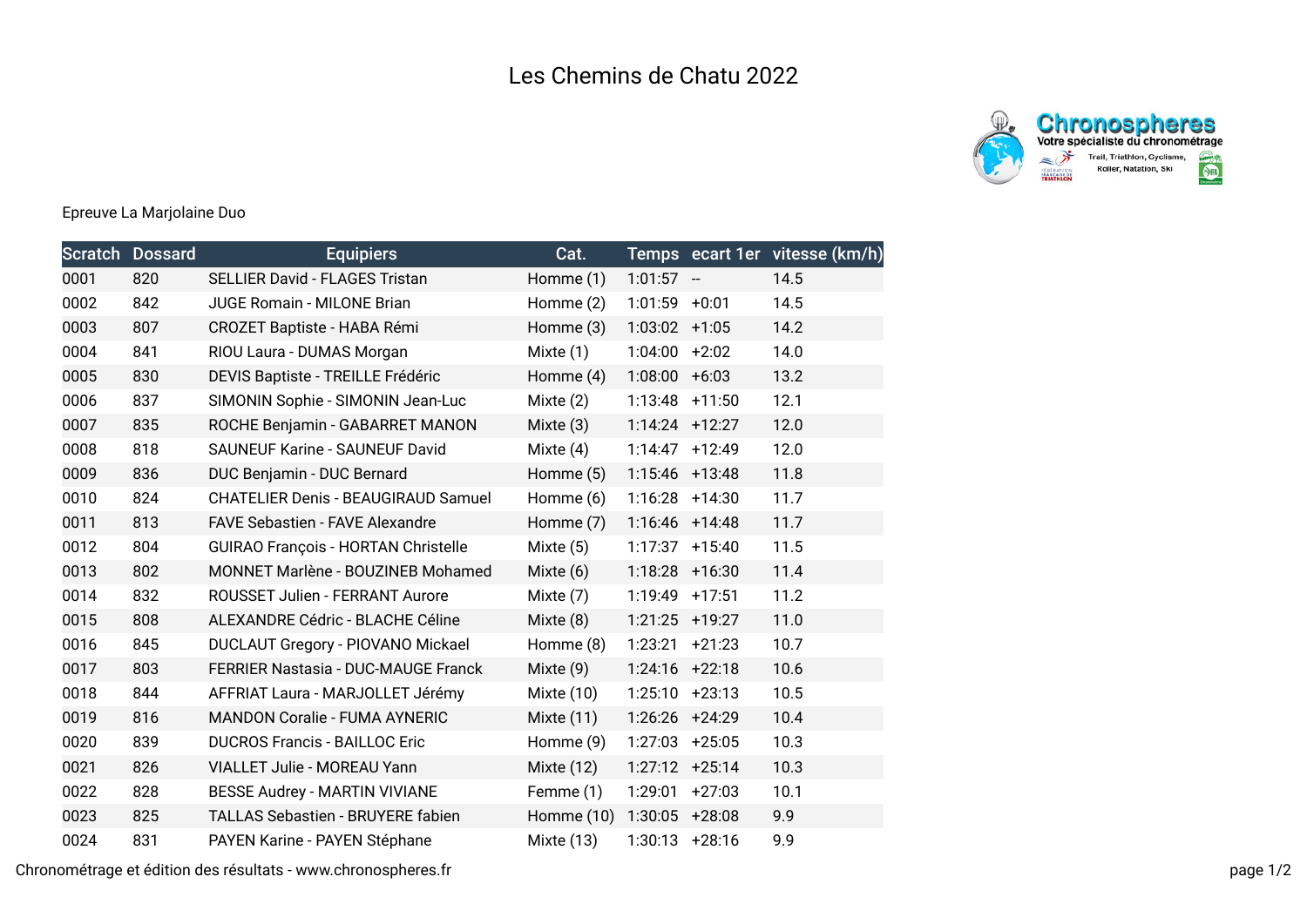# Les Chemins de Chatu 2022

Epreuve La Marjolaine Duo

| Scratch | Dossard | Equipiers | Cat. | Temps | ecart 1er | vitesse (km/h) |
|---|---|---|---|---|---|---|
| 0001 | 820 | SELLIER David - FLAGES Tristan | Homme (1) | 1:01:57 | -- | 14.5 |
| 0002 | 842 | JUGE Romain - MILONE Brian | Homme (2) | 1:01:59 | +0:01 | 14.5 |
| 0003 | 807 | CROZET Baptiste - HABA Rémi | Homme (3) | 1:03:02 | +1:05 | 14.2 |
| 0004 | 841 | RIOU Laura - DUMAS Morgan | Mixte (1) | 1:04:00 | +2:02 | 14.0 |
| 0005 | 830 | DEVIS Baptiste - TREILLE Frédéric | Homme (4) | 1:08:00 | +6:03 | 13.2 |
| 0006 | 837 | SIMONIN Sophie - SIMONIN Jean-Luc | Mixte (2) | 1:13:48 | +11:50 | 12.1 |
| 0007 | 835 | ROCHE Benjamin - GABARRET MANON | Mixte (3) | 1:14:24 | +12:27 | 12.0 |
| 0008 | 818 | SAUNEUF Karine - SAUNEUF David | Mixte (4) | 1:14:47 | +12:49 | 12.0 |
| 0009 | 836 | DUC Benjamin - DUC Bernard | Homme (5) | 1:15:46 | +13:48 | 11.8 |
| 0010 | 824 | CHATELIER Denis - BEAUGIRAUD Samuel | Homme (6) | 1:16:28 | +14:30 | 11.7 |
| 0011 | 813 | FAVE Sebastien - FAVE Alexandre | Homme (7) | 1:16:46 | +14:48 | 11.7 |
| 0012 | 804 | GUIRAO François - HORTAN Christelle | Mixte (5) | 1:17:37 | +15:40 | 11.5 |
| 0013 | 802 | MONNET Marlène - BOUZINEB Mohamed | Mixte (6) | 1:18:28 | +16:30 | 11.4 |
| 0014 | 832 | ROUSSET Julien - FERRANT Aurore | Mixte (7) | 1:19:49 | +17:51 | 11.2 |
| 0015 | 808 | ALEXANDRE Cédric - BLACHE Céline | Mixte (8) | 1:21:25 | +19:27 | 11.0 |
| 0016 | 845 | DUCLAUT Gregory - PIOVANO Mickael | Homme (8) | 1:23:21 | +21:23 | 10.7 |
| 0017 | 803 | FERRIER Nastasia - DUC-MAUGE Franck | Mixte (9) | 1:24:16 | +22:18 | 10.6 |
| 0018 | 844 | AFFRIAT Laura - MARJOLLET Jérémy | Mixte (10) | 1:25:10 | +23:13 | 10.5 |
| 0019 | 816 | MANDON Coralie - FUMA AYNERIC | Mixte (11) | 1:26:26 | +24:29 | 10.4 |
| 0020 | 839 | DUCROS Francis - BAILLOC Eric | Homme (9) | 1:27:03 | +25:05 | 10.3 |
| 0021 | 826 | VIALLET Julie - MOREAU Yann | Mixte (12) | 1:27:12 | +25:14 | 10.3 |
| 0022 | 828 | BESSE Audrey - MARTIN VIVIANE | Femme (1) | 1:29:01 | +27:03 | 10.1 |
| 0023 | 825 | TALLAS Sebastien - BRUYERE fabien | Homme (10) | 1:30:05 | +28:08 | 9.9 |
| 0024 | 831 | PAYEN Karine - PAYEN Stéphane | Mixte (13) | 1:30:13 | +28:16 | 9.9 |

Chronométrage et édition des résultats - www.chronospheres.fr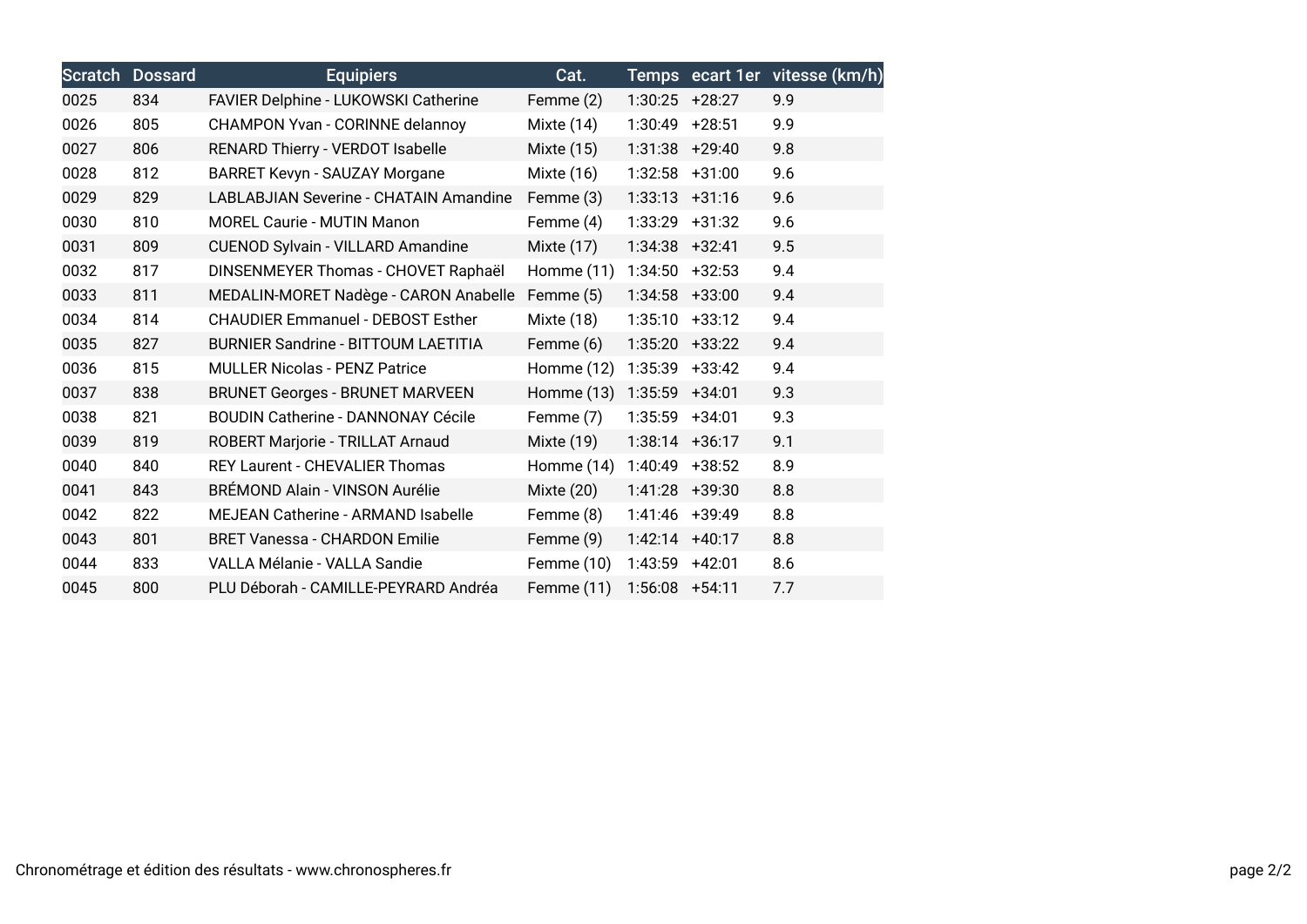| Scratch | Dossard | Equipiers | Cat. | Temps | ecart 1er | vitesse (km/h) |
|---|---|---|---|---|---|---|
| 0025 | 834 | FAVIER Delphine - LUKOWSKI Catherine | Femme (2) | 1:30:25 | +28:27 | 9.9 |
| 0026 | 805 | CHAMPON Yvan - CORINNE delannoy | Mixte (14) | 1:30:49 | +28:51 | 9.9 |
| 0027 | 806 | RENARD Thierry - VERDOT Isabelle | Mixte (15) | 1:31:38 | +29:40 | 9.8 |
| 0028 | 812 | BARRET Kevyn - SAUZAY Morgane | Mixte (16) | 1:32:58 | +31:00 | 9.6 |
| 0029 | 829 | LABLABJIAN Severine - CHATAIN Amandine | Femme (3) | 1:33:13 | +31:16 | 9.6 |
| 0030 | 810 | MOREL Caurie - MUTIN Manon | Femme (4) | 1:33:29 | +31:32 | 9.6 |
| 0031 | 809 | CUENOD Sylvain - VILLARD Amandine | Mixte (17) | 1:34:38 | +32:41 | 9.5 |
| 0032 | 817 | DINSENMEYER Thomas - CHOVET Raphaël | Homme (11) | 1:34:50 | +32:53 | 9.4 |
| 0033 | 811 | MEDALIN-MORET Nadège - CARON Anabelle | Femme (5) | 1:34:58 | +33:00 | 9.4 |
| 0034 | 814 | CHAUDIER Emmanuel - DEBOST Esther | Mixte (18) | 1:35:10 | +33:12 | 9.4 |
| 0035 | 827 | BURNIER Sandrine - BITTOUM LAETITIA | Femme (6) | 1:35:20 | +33:22 | 9.4 |
| 0036 | 815 | MULLER Nicolas - PENZ Patrice | Homme (12) | 1:35:39 | +33:42 | 9.4 |
| 0037 | 838 | BRUNET Georges - BRUNET MARVEEN | Homme (13) | 1:35:59 | +34:01 | 9.3 |
| 0038 | 821 | BOUDIN Catherine - DANNONAY Cécile | Femme (7) | 1:35:59 | +34:01 | 9.3 |
| 0039 | 819 | ROBERT Marjorie - TRILLAT Arnaud | Mixte (19) | 1:38:14 | +36:17 | 9.1 |
| 0040 | 840 | REY Laurent - CHEVALIER Thomas | Homme (14) | 1:40:49 | +38:52 | 8.9 |
| 0041 | 843 | BRÉMOND Alain - VINSON Aurélie | Mixte (20) | 1:41:28 | +39:30 | 8.8 |
| 0042 | 822 | MEJEAN Catherine - ARMAND Isabelle | Femme (8) | 1:41:46 | +39:49 | 8.8 |
| 0043 | 801 | BRET Vanessa - CHARDON Emilie | Femme (9) | 1:42:14 | +40:17 | 8.8 |
| 0044 | 833 | VALLA Mélanie - VALLA Sandie | Femme (10) | 1:43:59 | +42:01 | 8.6 |
| 0045 | 800 | PLU Déborah - CAMILLE-PEYRARD Andréa | Femme (11) | 1:56:08 | +54:11 | 7.7 |

Chronométrage et édition des résultats - www.chronospheres.fr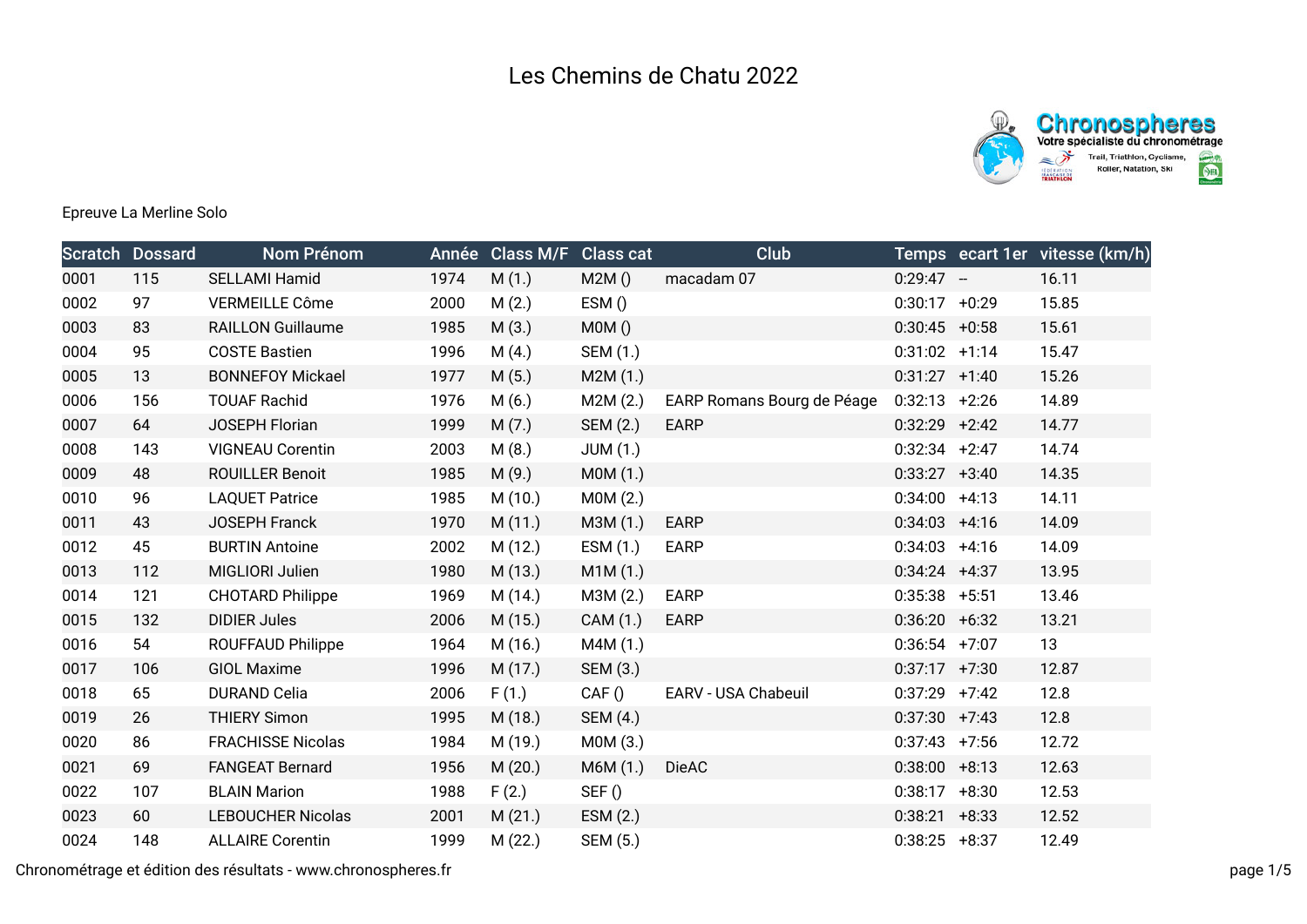# Les Chemins de Chatu 2022

Epreuve La Merline Solo

| Scratch | Dossard | Nom Prénom | Année | Class M/F | Class cat | Club | Temps | ecart 1er | vitesse (km/h) |
|---|---|---|---|---|---|---|---|---|---|
| 0001 | 115 | SELLAMI Hamid | 1974 | M (1.) | M2M () | macadam 07 | 0:29:47 | -- | 16.11 |
| 0002 | 97 | VERMEILLE Côme | 2000 | M (2.) | ESM () | | 0:30:17 | +0:29 | 15.85 |
| 0003 | 83 | RAILLON Guillaume | 1985 | M (3.) | M0M () | | 0:30:45 | +0:58 | 15.61 |
| 0004 | 95 | COSTE Bastien | 1996 | M (4.) | SEM (1.) | | 0:31:02 | +1:14 | 15.47 |
| 0005 | 13 | BONNEFOY Mickael | 1977 | M (5.) | M2M (1.) | | 0:31:27 | +1:40 | 15.26 |
| 0006 | 156 | TOUAF Rachid | 1976 | M (6.) | M2M (2.) | EARP Romans Bourg de Péage | 0:32:13 | +2:26 | 14.89 |
| 0007 | 64 | JOSEPH Florian | 1999 | M (7.) | SEM (2.) | EARP | 0:32:29 | +2:42 | 14.77 |
| 0008 | 143 | VIGNEAU Corentin | 2003 | M (8.) | JUM (1.) | | 0:32:34 | +2:47 | 14.74 |
| 0009 | 48 | ROUILLER Benoit | 1985 | M (9.) | M0M (1.) | | 0:33:27 | +3:40 | 14.35 |
| 0010 | 96 | LAQUET Patrice | 1985 | M (10.) | M0M (2.) | | 0:34:00 | +4:13 | 14.11 |
| 0011 | 43 | JOSEPH Franck | 1970 | M (11.) | M3M (1.) | EARP | 0:34:03 | +4:16 | 14.09 |
| 0012 | 45 | BURTIN Antoine | 2002 | M (12.) | ESM (1.) | EARP | 0:34:03 | +4:16 | 14.09 |
| 0013 | 112 | MIGLIORI Julien | 1980 | M (13.) | M1M (1.) | | 0:34:24 | +4:37 | 13.95 |
| 0014 | 121 | CHOTARD Philippe | 1969 | M (14.) | M3M (2.) | EARP | 0:35:38 | +5:51 | 13.46 |
| 0015 | 132 | DIDIER Jules | 2006 | M (15.) | CAM (1.) | EARP | 0:36:20 | +6:32 | 13.21 |
| 0016 | 54 | ROUFFAUD Philippe | 1964 | M (16.) | M4M (1.) | | 0:36:54 | +7:07 | 13 |
| 0017 | 106 | GIOL Maxime | 1996 | M (17.) | SEM (3.) | | 0:37:17 | +7:30 | 12.87 |
| 0018 | 65 | DURAND Celia | 2006 | F (1.) | CAF () | EARV - USA Chabeuil | 0:37:29 | +7:42 | 12.8 |
| 0019 | 26 | THIERY Simon | 1995 | M (18.) | SEM (4.) | | 0:37:30 | +7:43 | 12.8 |
| 0020 | 86 | FRACHISSE Nicolas | 1984 | M (19.) | M0M (3.) | | 0:37:43 | +7:56 | 12.72 |
| 0021 | 69 | FANGEAT Bernard | 1956 | M (20.) | M6M (1.) | DieAC | 0:38:00 | +8:13 | 12.63 |
| 0022 | 107 | BLAIN Marion | 1988 | F (2.) | SEF () | | 0:38:17 | +8:30 | 12.53 |
| 0023 | 60 | LEBOUCHER Nicolas | 2001 | M (21.) | ESM (2.) | | 0:38:21 | +8:33 | 12.52 |
| 0024 | 148 | ALLAIRE Corentin | 1999 | M (22.) | SEM (5.) | | 0:38:25 | +8:37 | 12.49 |

Chronométrage et édition des résultats - www.chronospheres.fr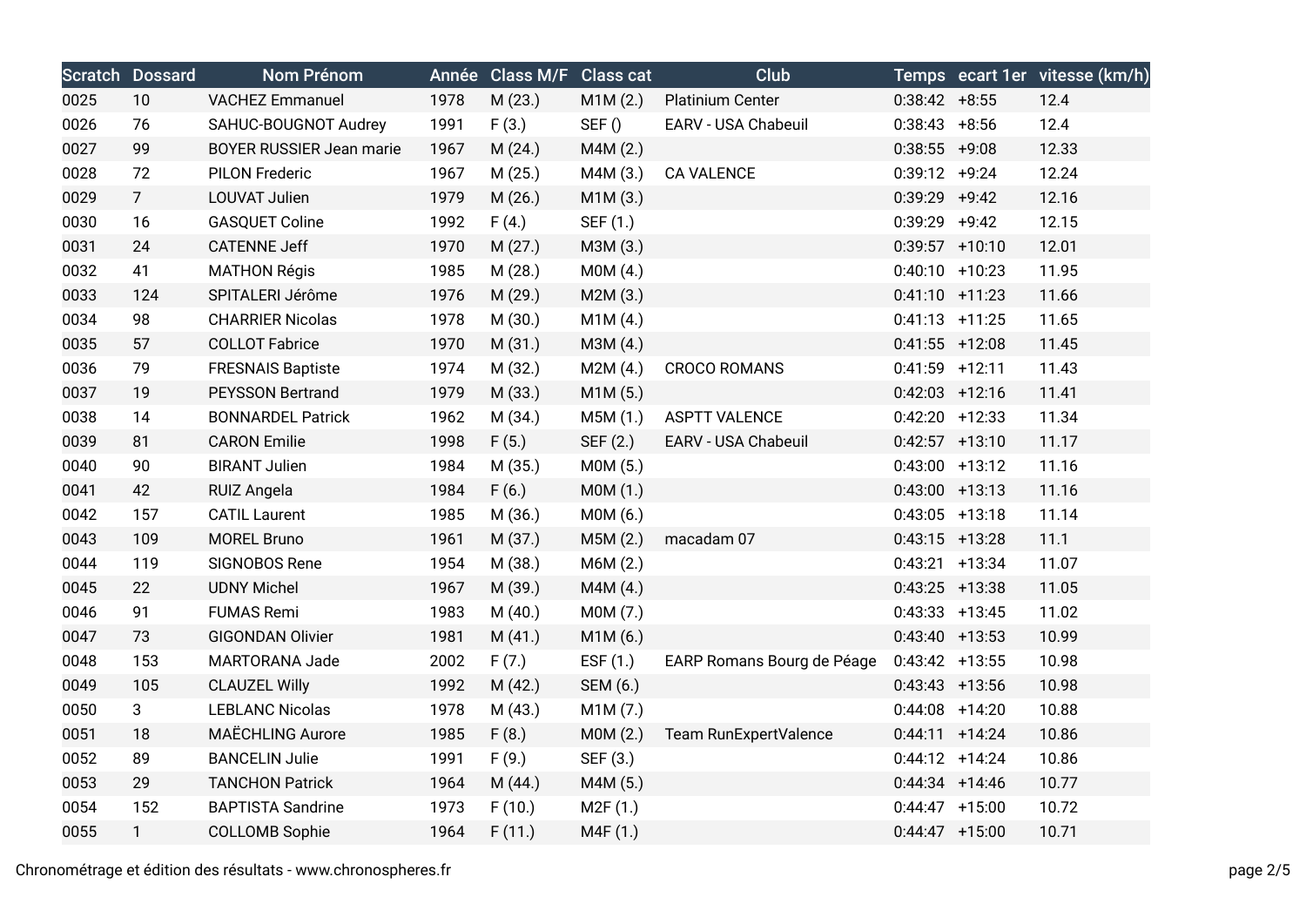| Scratch | Dossard | Nom Prénom | Année | Class M/F | Class cat | Club | Temps | ecart 1er | vitesse (km/h) |
|---|---|---|---|---|---|---|---|---|---|
| 0025 | 10 | VACHEZ Emmanuel | 1978 | M (23.) | M1M (2.) | Platinium Center | 0:38:42 | +8:55 | 12.4 |
| 0026 | 76 | SAHUC-BOUGNOT Audrey | 1991 | F (3.) | SEF () | EARV - USA Chabeuil | 0:38:43 | +8:56 | 12.4 |
| 0027 | 99 | BOYER RUSSIER Jean marie | 1967 | M (24.) | M4M (2.) | | 0:38:55 | +9:08 | 12.33 |
| 0028 | 72 | PILON Frederic | 1967 | M (25.) | M4M (3.) | CA VALENCE | 0:39:12 | +9:24 | 12.24 |
| 0029 | 7 | LOUVAT Julien | 1979 | M (26.) | M1M (3.) | | 0:39:29 | +9:42 | 12.16 |
| 0030 | 16 | GASQUET Coline | 1992 | F (4.) | SEF (1.) | | 0:39:29 | +9:42 | 12.15 |
| 0031 | 24 | CATENNE Jeff | 1970 | M (27.) | M3M (3.) | | 0:39:57 | +10:10 | 12.01 |
| 0032 | 41 | MATHON Régis | 1985 | M (28.) | M0M (4.) | | 0:40:10 | +10:23 | 11.95 |
| 0033 | 124 | SPITALERI Jérôme | 1976 | M (29.) | M2M (3.) | | 0:41:10 | +11:23 | 11.66 |
| 0034 | 98 | CHARRIER Nicolas | 1978 | M (30.) | M1M (4.) | | 0:41:13 | +11:25 | 11.65 |
| 0035 | 57 | COLLOT Fabrice | 1970 | M (31.) | M3M (4.) | | 0:41:55 | +12:08 | 11.45 |
| 0036 | 79 | FRESNAIS Baptiste | 1974 | M (32.) | M2M (4.) | CROCO ROMANS | 0:41:59 | +12:11 | 11.43 |
| 0037 | 19 | PEYSSON Bertrand | 1979 | M (33.) | M1M (5.) | | 0:42:03 | +12:16 | 11.41 |
| 0038 | 14 | BONNARDEL Patrick | 1962 | M (34.) | M5M (1.) | ASPTT VALENCE | 0:42:20 | +12:33 | 11.34 |
| 0039 | 81 | CARON Emilie | 1998 | F (5.) | SEF (2.) | EARV - USA Chabeuil | 0:42:57 | +13:10 | 11.17 |
| 0040 | 90 | BIRANT Julien | 1984 | M (35.) | M0M (5.) | | 0:43:00 | +13:12 | 11.16 |
| 0041 | 42 | RUIZ Angela | 1984 | F (6.) | M0M (1.) | | 0:43:00 | +13:13 | 11.16 |
| 0042 | 157 | CATIL Laurent | 1985 | M (36.) | M0M (6.) | | 0:43:05 | +13:18 | 11.14 |
| 0043 | 109 | MOREL Bruno | 1961 | M (37.) | M5M (2.) | macadam 07 | 0:43:15 | +13:28 | 11.1 |
| 0044 | 119 | SIGNOBOS Rene | 1954 | M (38.) | M6M (2.) | | 0:43:21 | +13:34 | 11.07 |
| 0045 | 22 | UDNY Michel | 1967 | M (39.) | M4M (4.) | | 0:43:25 | +13:38 | 11.05 |
| 0046 | 91 | FUMAS Remi | 1983 | M (40.) | M0M (7.) | | 0:43:33 | +13:45 | 11.02 |
| 0047 | 73 | GIGONDAN Olivier | 1981 | M (41.) | M1M (6.) | | 0:43:40 | +13:53 | 10.99 |
| 0048 | 153 | MARTORANA Jade | 2002 | F (7.) | ESF (1.) | EARP Romans Bourg de Péage | 0:43:42 | +13:55 | 10.98 |
| 0049 | 105 | CLAUZEL Willy | 1992 | M (42.) | SEM (6.) | | 0:43:43 | +13:56 | 10.98 |
| 0050 | 3 | LEBLANC Nicolas | 1978 | M (43.) | M1M (7.) | | 0:44:08 | +14:20 | 10.88 |
| 0051 | 18 | MAËCHLING Aurore | 1985 | F (8.) | M0M (2.) | Team RunExpertValence | 0:44:11 | +14:24 | 10.86 |
| 0052 | 89 | BANCELIN Julie | 1991 | F (9.) | SEF (3.) | | 0:44:12 | +14:24 | 10.86 |
| 0053 | 29 | TANCHON Patrick | 1964 | M (44.) | M4M (5.) | | 0:44:34 | +14:46 | 10.77 |
| 0054 | 152 | BAPTISTA Sandrine | 1973 | F (10.) | M2F (1.) | | 0:44:47 | +15:00 | 10.72 |
| 0055 | 1 | COLLOMB Sophie | 1964 | F (11.) | M4F (1.) | | 0:44:47 | +15:00 | 10.71 |

Chronométrage et édition des résultats - www.chronospheres.fr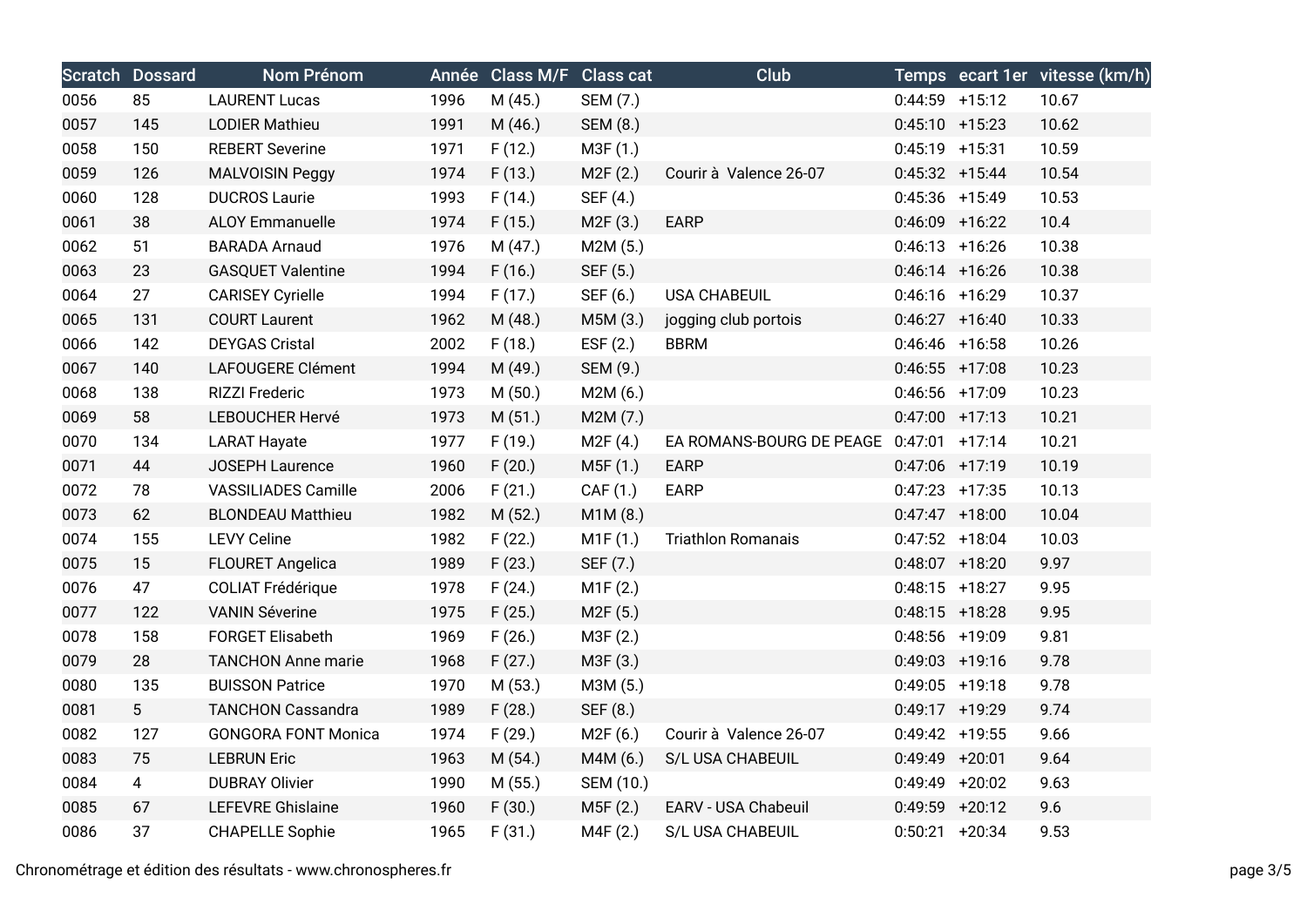| Scratch | Dossard | Nom Prénom | Année | Class M/F | Class cat | Club | Temps | ecart 1er | vitesse (km/h) |
|---|---|---|---|---|---|---|---|---|---|
| 0056 | 85 | LAURENT Lucas | 1996 | M (45.) | SEM (7.) | | 0:44:59 | +15:12 | 10.67 |
| 0057 | 145 | LODIER Mathieu | 1991 | M (46.) | SEM (8.) | | 0:45:10 | +15:23 | 10.62 |
| 0058 | 150 | REBERT Severine | 1971 | F (12.) | M3F (1.) | | 0:45:19 | +15:31 | 10.59 |
| 0059 | 126 | MALVOISIN Peggy | 1974 | F (13.) | M2F (2.) | Courir à Valence 26-07 | 0:45:32 | +15:44 | 10.54 |
| 0060 | 128 | DUCROS Laurie | 1993 | F (14.) | SEF (4.) | | 0:45:36 | +15:49 | 10.53 |
| 0061 | 38 | ALOY Emmanuelle | 1974 | F (15.) | M2F (3.) | EARP | 0:46:09 | +16:22 | 10.4 |
| 0062 | 51 | BARADA Arnaud | 1976 | M (47.) | M2M (5.) | | 0:46:13 | +16:26 | 10.38 |
| 0063 | 23 | GASQUET Valentine | 1994 | F (16.) | SEF (5.) | | 0:46:14 | +16:26 | 10.38 |
| 0064 | 27 | CARISEY Cyrielle | 1994 | F (17.) | SEF (6.) | USA CHABEUIL | 0:46:16 | +16:29 | 10.37 |
| 0065 | 131 | COURT Laurent | 1962 | M (48.) | M5M (3.) | jogging club portois | 0:46:27 | +16:40 | 10.33 |
| 0066 | 142 | DEYGAS Cristal | 2002 | F (18.) | ESF (2.) | BBRM | 0:46:46 | +16:58 | 10.26 |
| 0067 | 140 | LAFOUGERE Clément | 1994 | M (49.) | SEM (9.) | | 0:46:55 | +17:08 | 10.23 |
| 0068 | 138 | RIZZI Frederic | 1973 | M (50.) | M2M (6.) | | 0:46:56 | +17:09 | 10.23 |
| 0069 | 58 | LEBOUCHER Hervé | 1973 | M (51.) | M2M (7.) | | 0:47:00 | +17:13 | 10.21 |
| 0070 | 134 | LARAT Hayate | 1977 | F (19.) | M2F (4.) | EA ROMANS-BOURG DE PEAGE | 0:47:01 | +17:14 | 10.21 |
| 0071 | 44 | JOSEPH Laurence | 1960 | F (20.) | M5F (1.) | EARP | 0:47:06 | +17:19 | 10.19 |
| 0072 | 78 | VASSILIADES Camille | 2006 | F (21.) | CAF (1.) | EARP | 0:47:23 | +17:35 | 10.13 |
| 0073 | 62 | BLONDEAU Matthieu | 1982 | M (52.) | M1M (8.) | | 0:47:47 | +18:00 | 10.04 |
| 0074 | 155 | LEVY Celine | 1982 | F (22.) | M1F (1.) | Triathlon Romanais | 0:47:52 | +18:04 | 10.03 |
| 0075 | 15 | FLOURET Angelica | 1989 | F (23.) | SEF (7.) | | 0:48:07 | +18:20 | 9.97 |
| 0076 | 47 | COLIAT Frédérique | 1978 | F (24.) | M1F (2.) | | 0:48:15 | +18:27 | 9.95 |
| 0077 | 122 | VANIN Séverine | 1975 | F (25.) | M2F (5.) | | 0:48:15 | +18:28 | 9.95 |
| 0078 | 158 | FORGET Elisabeth | 1969 | F (26.) | M3F (2.) | | 0:48:56 | +19:09 | 9.81 |
| 0079 | 28 | TANCHON Anne marie | 1968 | F (27.) | M3F (3.) | | 0:49:03 | +19:16 | 9.78 |
| 0080 | 135 | BUISSON Patrice | 1970 | M (53.) | M3M (5.) | | 0:49:05 | +19:18 | 9.78 |
| 0081 | 5 | TANCHON Cassandra | 1989 | F (28.) | SEF (8.) | | 0:49:17 | +19:29 | 9.74 |
| 0082 | 127 | GONGORA FONT Monica | 1974 | F (29.) | M2F (6.) | Courir à Valence 26-07 | 0:49:42 | +19:55 | 9.66 |
| 0083 | 75 | LEBRUN Eric | 1963 | M (54.) | M4M (6.) | S/L USA CHABEUIL | 0:49:49 | +20:01 | 9.64 |
| 0084 | 4 | DUBRAY Olivier | 1990 | M (55.) | SEM (10.) | | 0:49:49 | +20:02 | 9.63 |
| 0085 | 67 | LEFEVRE Ghislaine | 1960 | F (30.) | M5F (2.) | EARV - USA Chabeuil | 0:49:59 | +20:12 | 9.6 |
| 0086 | 37 | CHAPELLE Sophie | 1965 | F (31.) | M4F (2.) | S/L USA CHABEUIL | 0:50:21 | +20:34 | 9.53 |

Chronométrage et édition des résultats - www.chronospheres.fr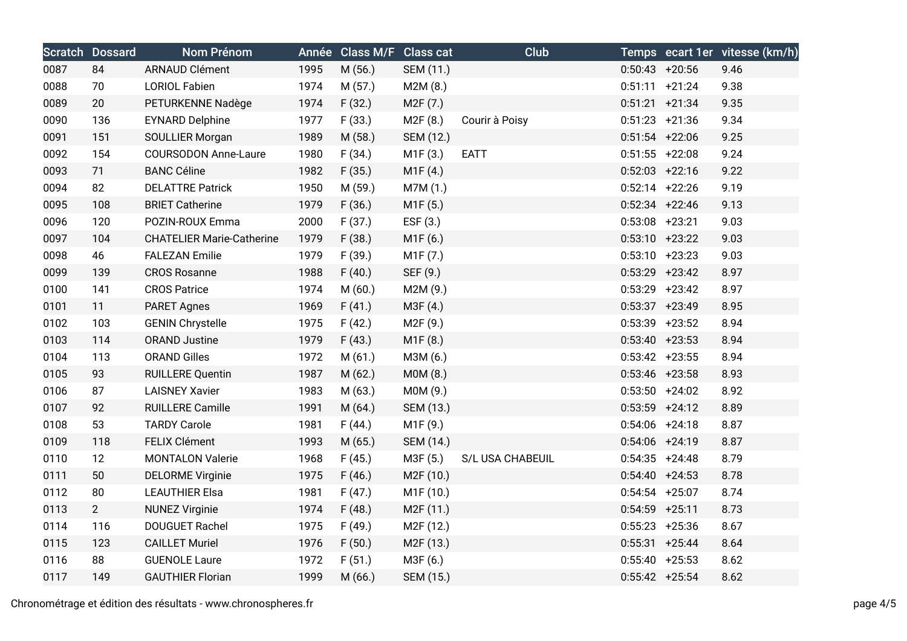| Scratch | Dossard | Nom Prénom | Année | Class M/F | Class cat | Club | Temps | ecart 1er | vitesse (km/h) |
|---|---|---|---|---|---|---|---|---|---|
| 0087 | 84 | ARNAUD Clément | 1995 | M (56.) | SEM (11.) | | 0:50:43 | +20:56 | 9.46 |
| 0088 | 70 | LORIOL Fabien | 1974 | M (57.) | M2M (8.) | | 0:51:11 | +21:24 | 9.38 |
| 0089 | 20 | PETURKENNE Nadège | 1974 | F (32.) | M2F (7.) | | 0:51:21 | +21:34 | 9.35 |
| 0090 | 136 | EYNARD Delphine | 1977 | F (33.) | M2F (8.) | Courir à Poisy | 0:51:23 | +21:36 | 9.34 |
| 0091 | 151 | SOULLIER Morgan | 1989 | M (58.) | SEM (12.) | | 0:51:54 | +22:06 | 9.25 |
| 0092 | 154 | COURSODON Anne-Laure | 1980 | F (34.) | M1F (3.) | EATT | 0:51:55 | +22:08 | 9.24 |
| 0093 | 71 | BANC Céline | 1982 | F (35.) | M1F (4.) | | 0:52:03 | +22:16 | 9.22 |
| 0094 | 82 | DELATTRE Patrick | 1950 | M (59.) | M7M (1.) | | 0:52:14 | +22:26 | 9.19 |
| 0095 | 108 | BRIET Catherine | 1979 | F (36.) | M1F (5.) | | 0:52:34 | +22:46 | 9.13 |
| 0096 | 120 | POZIN-ROUX Emma | 2000 | F (37.) | ESF (3.) | | 0:53:08 | +23:21 | 9.03 |
| 0097 | 104 | CHATELIER Marie-Catherine | 1979 | F (38.) | M1F (6.) | | 0:53:10 | +23:22 | 9.03 |
| 0098 | 46 | FALEZAN Emilie | 1979 | F (39.) | M1F (7.) | | 0:53:10 | +23:23 | 9.03 |
| 0099 | 139 | CROS Rosanne | 1988 | F (40.) | SEF (9.) | | 0:53:29 | +23:42 | 8.97 |
| 0100 | 141 | CROS Patrice | 1974 | M (60.) | M2M (9.) | | 0:53:29 | +23:42 | 8.97 |
| 0101 | 11 | PARET Agnes | 1969 | F (41.) | M3F (4.) | | 0:53:37 | +23:49 | 8.95 |
| 0102 | 103 | GENIN Chrystelle | 1975 | F (42.) | M2F (9.) | | 0:53:39 | +23:52 | 8.94 |
| 0103 | 114 | ORAND Justine | 1979 | F (43.) | M1F (8.) | | 0:53:40 | +23:53 | 8.94 |
| 0104 | 113 | ORAND Gilles | 1972 | M (61.) | M3M (6.) | | 0:53:42 | +23:55 | 8.94 |
| 0105 | 93 | RUILLERE Quentin | 1987 | M (62.) | M0M (8.) | | 0:53:46 | +23:58 | 8.93 |
| 0106 | 87 | LAISNEY Xavier | 1983 | M (63.) | M0M (9.) | | 0:53:50 | +24:02 | 8.92 |
| 0107 | 92 | RUILLERE Camille | 1991 | M (64.) | SEM (13.) | | 0:53:59 | +24:12 | 8.89 |
| 0108 | 53 | TARDY Carole | 1981 | F (44.) | M1F (9.) | | 0:54:06 | +24:18 | 8.87 |
| 0109 | 118 | FELIX Clément | 1993 | M (65.) | SEM (14.) | | 0:54:06 | +24:19 | 8.87 |
| 0110 | 12 | MONTALON Valerie | 1968 | F (45.) | M3F (5.) | S/L USA CHABEUIL | 0:54:35 | +24:48 | 8.79 |
| 0111 | 50 | DELORME Virginie | 1975 | F (46.) | M2F (10.) | | 0:54:40 | +24:53 | 8.78 |
| 0112 | 80 | LEAUTHIER Elsa | 1981 | F (47.) | M1F (10.) | | 0:54:54 | +25:07 | 8.74 |
| 0113 | 2 | NUNEZ Virginie | 1974 | F (48.) | M2F (11.) | | 0:54:59 | +25:11 | 8.73 |
| 0114 | 116 | DOUGUET Rachel | 1975 | F (49.) | M2F (12.) | | 0:55:23 | +25:36 | 8.67 |
| 0115 | 123 | CAILLET Muriel | 1976 | F (50.) | M2F (13.) | | 0:55:31 | +25:44 | 8.64 |
| 0116 | 88 | GUENOLE Laure | 1972 | F (51.) | M3F (6.) | | 0:55:40 | +25:53 | 8.62 |
| 0117 | 149 | GAUTHIER Florian | 1999 | M (66.) | SEM (15.) | | 0:55:42 | +25:54 | 8.62 |

Chronométrage et édition des résultats - www.chronospheres.fr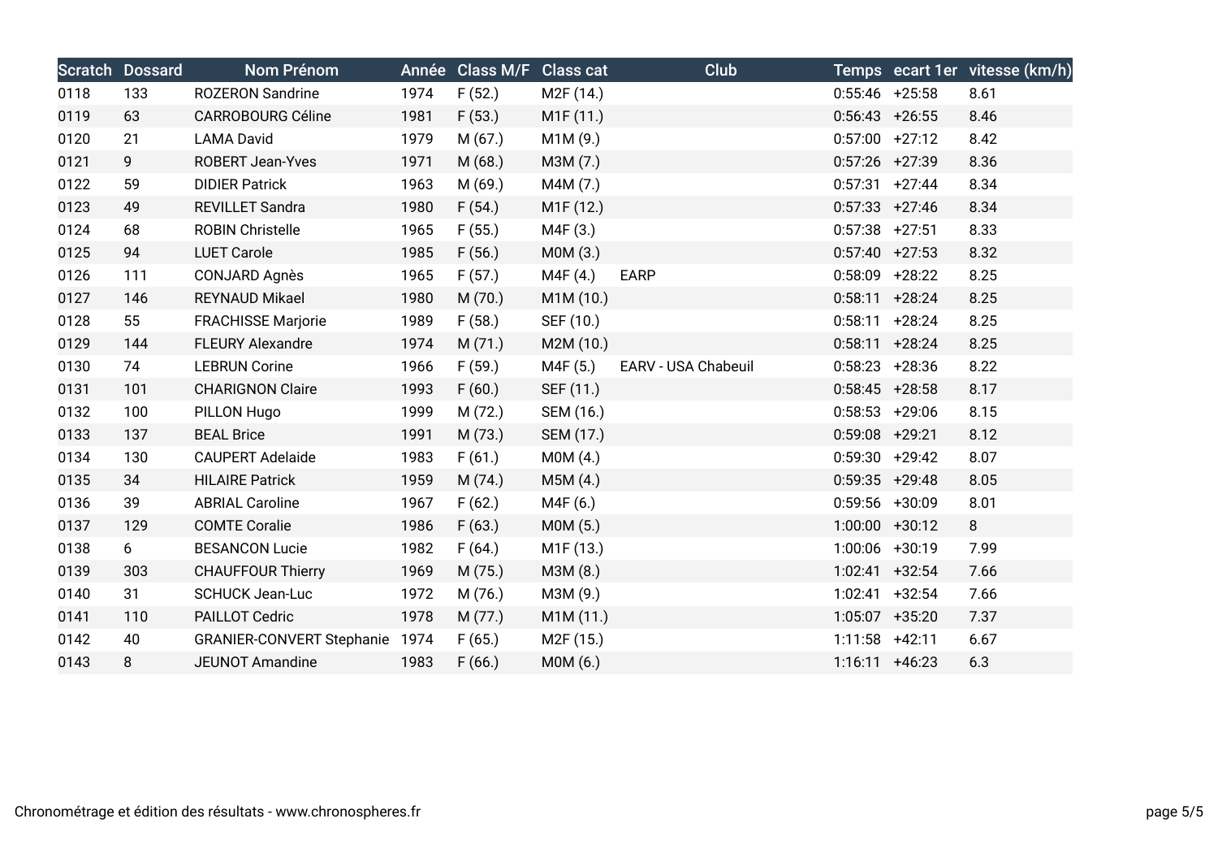| Scratch | Dossard | Nom Prénom | Année | Class M/F | Class cat | Club | Temps | ecart 1er | vitesse (km/h) |
|---|---|---|---|---|---|---|---|---|---|
| 0118 | 133 | ROZERON Sandrine | 1974 | F (52.) | M2F (14.) | | 0:55:46 | +25:58 | 8.61 |
| 0119 | 63 | CARROBOURG Céline | 1981 | F (53.) | M1F (11.) | | 0:56:43 | +26:55 | 8.46 |
| 0120 | 21 | LAMA David | 1979 | M (67.) | M1M (9.) | | 0:57:00 | +27:12 | 8.42 |
| 0121 | 9 | ROBERT Jean-Yves | 1971 | M (68.) | M3M (7.) | | 0:57:26 | +27:39 | 8.36 |
| 0122 | 59 | DIDIER Patrick | 1963 | M (69.) | M4M (7.) | | 0:57:31 | +27:44 | 8.34 |
| 0123 | 49 | REVILLET Sandra | 1980 | F (54.) | M1F (12.) | | 0:57:33 | +27:46 | 8.34 |
| 0124 | 68 | ROBIN Christelle | 1965 | F (55.) | M4F (3.) | | 0:57:38 | +27:51 | 8.33 |
| 0125 | 94 | LUET Carole | 1985 | F (56.) | M0M (3.) | | 0:57:40 | +27:53 | 8.32 |
| 0126 | 111 | CONJARD Agnès | 1965 | F (57.) | M4F (4.) | EARP | 0:58:09 | +28:22 | 8.25 |
| 0127 | 146 | REYNAUD Mikael | 1980 | M (70.) | M1M (10.) | | 0:58:11 | +28:24 | 8.25 |
| 0128 | 55 | FRACHISSE Marjorie | 1989 | F (58.) | SEF (10.) | | 0:58:11 | +28:24 | 8.25 |
| 0129 | 144 | FLEURY Alexandre | 1974 | M (71.) | M2M (10.) | | 0:58:11 | +28:24 | 8.25 |
| 0130 | 74 | LEBRUN Corine | 1966 | F (59.) | M4F (5.) | EARV - USA Chabeuil | 0:58:23 | +28:36 | 8.22 |
| 0131 | 101 | CHARIGNON Claire | 1993 | F (60.) | SEF (11.) | | 0:58:45 | +28:58 | 8.17 |
| 0132 | 100 | PILLON Hugo | 1999 | M (72.) | SEM (16.) | | 0:58:53 | +29:06 | 8.15 |
| 0133 | 137 | BEAL Brice | 1991 | M (73.) | SEM (17.) | | 0:59:08 | +29:21 | 8.12 |
| 0134 | 130 | CAUPERT Adelaide | 1983 | F (61.) | M0M (4.) | | 0:59:30 | +29:42 | 8.07 |
| 0135 | 34 | HILAIRE Patrick | 1959 | M (74.) | M5M (4.) | | 0:59:35 | +29:48 | 8.05 |
| 0136 | 39 | ABRIAL Caroline | 1967 | F (62.) | M4F (6.) | | 0:59:56 | +30:09 | 8.01 |
| 0137 | 129 | COMTE Coralie | 1986 | F (63.) | M0M (5.) | | 1:00:00 | +30:12 | 8 |
| 0138 | 6 | BESANCON Lucie | 1982 | F (64.) | M1F (13.) | | 1:00:06 | +30:19 | 7.99 |
| 0139 | 303 | CHAUFFOUR Thierry | 1969 | M (75.) | M3M (8.) | | 1:02:41 | +32:54 | 7.66 |
| 0140 | 31 | SCHUCK Jean-Luc | 1972 | M (76.) | M3M (9.) | | 1:02:41 | +32:54 | 7.66 |
| 0141 | 110 | PAILLOT Cedric | 1978 | M (77.) | M1M (11.) | | 1:05:07 | +35:20 | 7.37 |
| 0142 | 40 | GRANIER-CONVERT Stephanie | 1974 | F (65.) | M2F (15.) | | 1:11:58 | +42:11 | 6.67 |
| 0143 | 8 | JEUNOT Amandine | 1983 | F (66.) | M0M (6.) | | 1:16:11 | +46:23 | 6.3 |

Chronométrage et édition des résultats - www.chronospheres.fr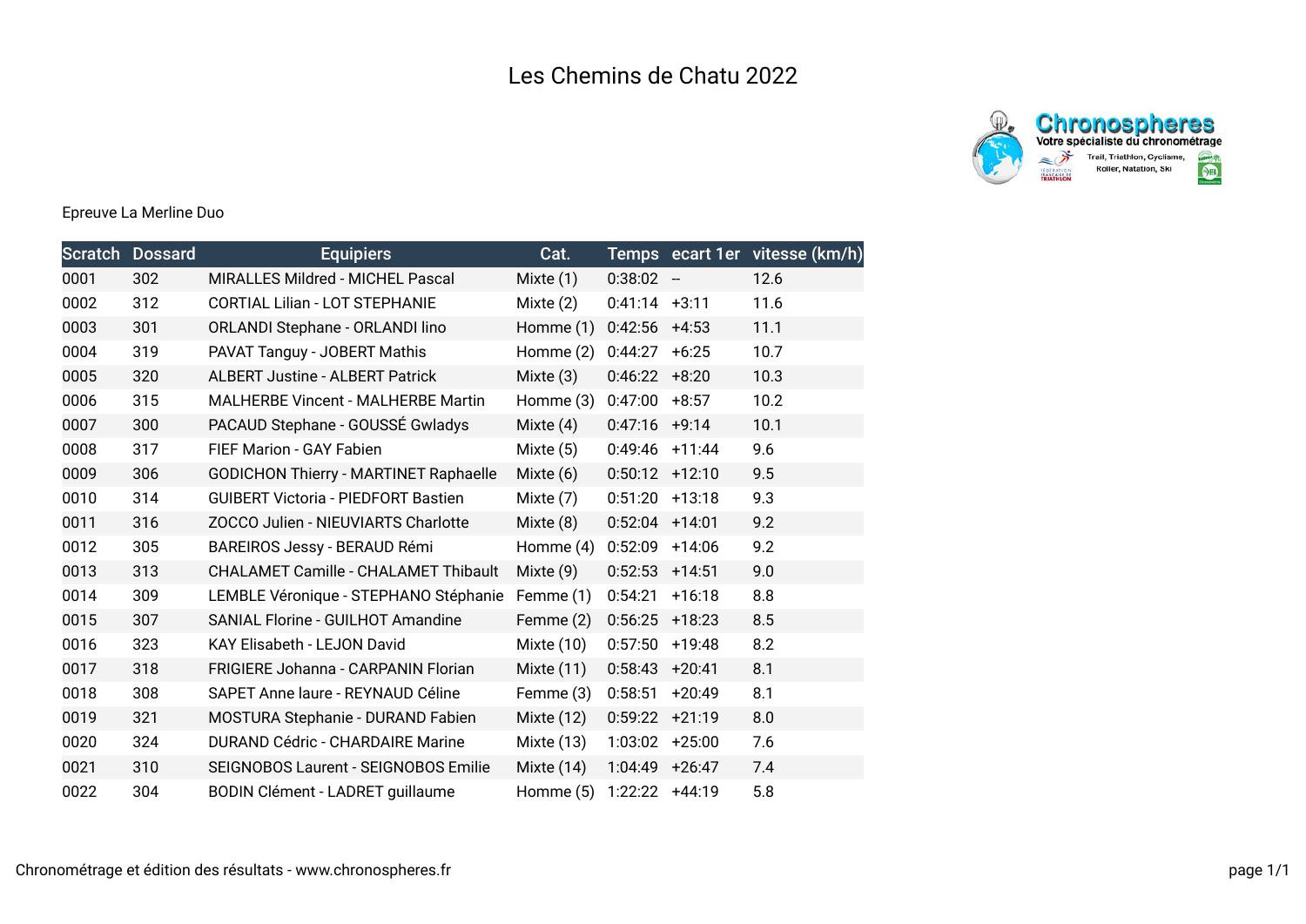# Les Chemins de Chatu 2022

Epreuve La Merline Duo

| Scratch | Dossard | Equipiers | Cat. | Temps | ecart 1er | vitesse (km/h) |
|---|---|---|---|---|---|---|
| 0001 | 302 | MIRALLES Mildred - MICHEL Pascal | Mixte (1) | 0:38:02 | -- | 12.6 |
| 0002 | 312 | CORTIAL Lilian - LOT STEPHANIE | Mixte (2) | 0:41:14 | +3:11 | 11.6 |
| 0003 | 301 | ORLANDI Stephane - ORLANDI lino | Homme (1) | 0:42:56 | +4:53 | 11.1 |
| 0004 | 319 | PAVAT Tanguy - JOBERT Mathis | Homme (2) | 0:44:27 | +6:25 | 10.7 |
| 0005 | 320 | ALBERT Justine - ALBERT Patrick | Mixte (3) | 0:46:22 | +8:20 | 10.3 |
| 0006 | 315 | MALHERBE Vincent - MALHERBE Martin | Homme (3) | 0:47:00 | +8:57 | 10.2 |
| 0007 | 300 | PACAUD Stephane - GOUSSÉ Gwladys | Mixte (4) | 0:47:16 | +9:14 | 10.1 |
| 0008 | 317 | FIEF Marion - GAY Fabien | Mixte (5) | 0:49:46 | +11:44 | 9.6 |
| 0009 | 306 | GODICHON Thierry - MARTINET Raphaelle | Mixte (6) | 0:50:12 | +12:10 | 9.5 |
| 0010 | 314 | GUIBERT Victoria - PIEDFORT Bastien | Mixte (7) | 0:51:20 | +13:18 | 9.3 |
| 0011 | 316 | ZOCCO Julien - NIEUVIARTS Charlotte | Mixte (8) | 0:52:04 | +14:01 | 9.2 |
| 0012 | 305 | BAREIROS Jessy - BERAUD Rémi | Homme (4) | 0:52:09 | +14:06 | 9.2 |
| 0013 | 313 | CHALAMET Camille - CHALAMET Thibault | Mixte (9) | 0:52:53 | +14:51 | 9.0 |
| 0014 | 309 | LEMBLE Véronique - STEPHANO Stéphanie | Femme (1) | 0:54:21 | +16:18 | 8.8 |
| 0015 | 307 | SANIAL Florine - GUILHOT Amandine | Femme (2) | 0:56:25 | +18:23 | 8.5 |
| 0016 | 323 | KAY Elisabeth - LEJON David | Mixte (10) | 0:57:50 | +19:48 | 8.2 |
| 0017 | 318 | FRIGIERE Johanna - CARPANIN Florian | Mixte (11) | 0:58:43 | +20:41 | 8.1 |
| 0018 | 308 | SAPET Anne laure - REYNAUD Céline | Femme (3) | 0:58:51 | +20:49 | 8.1 |
| 0019 | 321 | MOSTURA Stephanie - DURAND Fabien | Mixte (12) | 0:59:22 | +21:19 | 8.0 |
| 0020 | 324 | DURAND Cédric - CHARDAIRE Marine | Mixte (13) | 1:03:02 | +25:00 | 7.6 |
| 0021 | 310 | SEIGNOBOS Laurent - SEIGNOBOS Emilie | Mixte (14) | 1:04:49 | +26:47 | 7.4 |
| 0022 | 304 | BODIN Clément - LADRET guillaume | Homme (5) | 1:22:22 | +44:19 | 5.8 |

Chronométrage et édition des résultats - www.chronospheres.fr